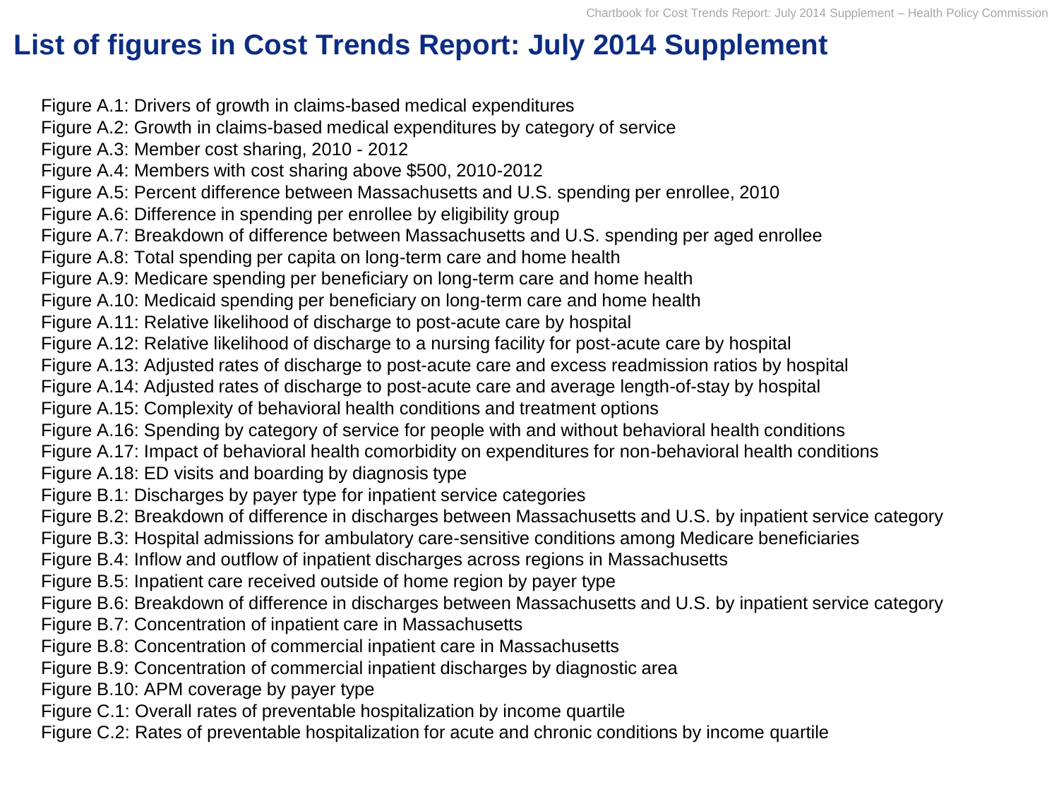# List of figures in Cost Trends Report: July 2014 Supplement

Figure A.1: Drivers of growth in claims-based medical expenditures
Figure A.2: Growth in claims-based medical expenditures by category of service
Figure A.3: Member cost sharing, 2010 - 2012
Figure A.4: Members with cost sharing above $500, 2010-2012
Figure A.5: Percent difference between Massachusetts and U.S. spending per enrollee, 2010
Figure A.6: Difference in spending per enrollee by eligibility group
Figure A.7: Breakdown of difference between Massachusetts and U.S. spending per aged enrollee
Figure A.8: Total spending per capita on long-term care and home health
Figure A.9: Medicare spending per beneficiary on long-term care and home health
Figure A.10: Medicaid spending per beneficiary on long-term care and home health
Figure A.11: Relative likelihood of discharge to post-acute care by hospital
Figure A.12: Relative likelihood of discharge to a nursing facility for post-acute care by hospital
Figure A.13: Adjusted rates of discharge to post-acute care and excess readmission ratios by hospital
Figure A.14: Adjusted rates of discharge to post-acute care and average length-of-stay by hospital
Figure A.15: Complexity of behavioral health conditions and treatment options
Figure A.16: Spending by category of service for people with and without behavioral health conditions
Figure A.17: Impact of behavioral health comorbidity on expenditures for non-behavioral health conditions
Figure A.18: ED visits and boarding by diagnosis type
Figure B.1: Discharges by payer type for inpatient service categories
Figure B.2: Breakdown of difference in discharges between Massachusetts and U.S. by inpatient service category
Figure B.3: Hospital admissions for ambulatory care-sensitive conditions among Medicare beneficiaries
Figure B.4: Inflow and outflow of inpatient discharges across regions in Massachusetts
Figure B.5: Inpatient care received outside of home region by payer type
Figure B.6: Breakdown of difference in discharges between Massachusetts and U.S. by inpatient service category
Figure B.7: Concentration of inpatient care in Massachusetts
Figure B.8: Concentration of commercial inpatient care in Massachusetts
Figure B.9: Concentration of commercial inpatient discharges by diagnostic area
Figure B.10: APM coverage by payer type
Figure C.1: Overall rates of preventable hospitalization by income quartile
Figure C.2: Rates of preventable hospitalization for acute and chronic conditions by income quartile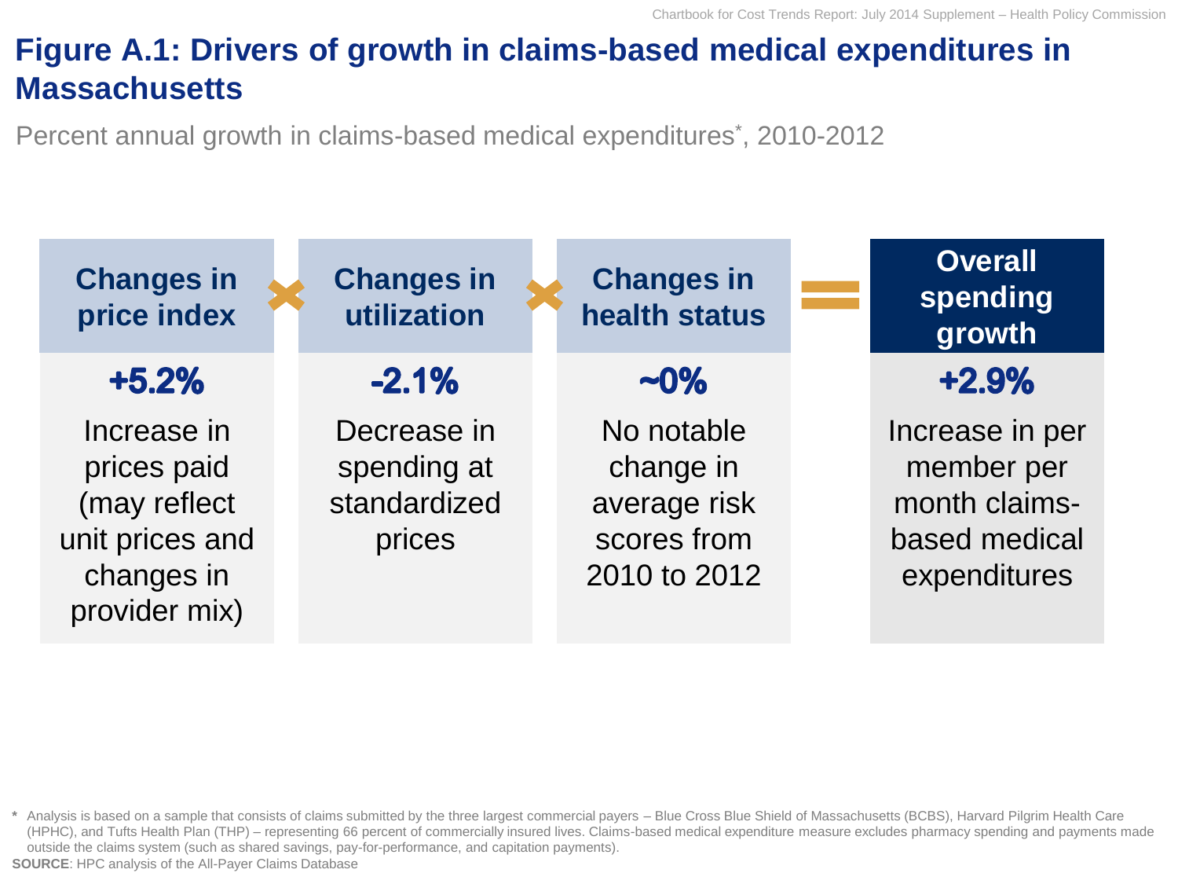# Figure A.1: Drivers of growth in claims-based medical expenditures in Massachusetts

Percent annual growth in claims-based medical expenditures*, 2010-2012

| Changes in price index | × | Changes in utilization | × | Changes in health status | = | Overall spending growth |
|---|---|---|---|---|---|---|
| **+5.2%** | | **-2.1%** | | **~0%** | | **+2.9%** |
| Increase in prices paid (may reflect unit prices and changes in provider mix) | | Decrease in spending at standardized prices | | No notable change in average risk scores from 2010 to 2012 | | Increase in per member per month claims-based medical expenditures |

\* Analysis is based on a sample that consists of claims submitted by the three largest commercial payers – Blue Cross Blue Shield of Massachusetts (BCBS), Harvard Pilgrim Health Care (HPHC), and Tufts Health Plan (THP) – representing 66 percent of commercially insured lives. Claims-based medical expenditure measure excludes pharmacy spending and payments made outside the claims system (such as shared savings, pay-for-performance, and capitation payments).

**SOURCE**: HPC analysis of the All-Payer Claims Database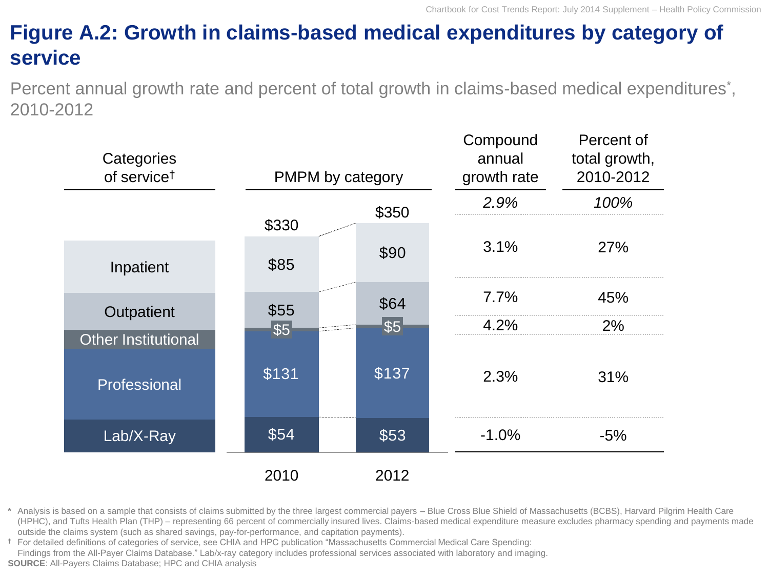# Figure A.2: Growth in claims-based medical expenditures by category of service

Percent annual growth rate and percent of total growth in claims-based medical expenditures*, 2010-2012

| Categories of service† | PMPM 2010 | PMPM 2012 | Compound annual growth rate | Percent of total growth, 2010-2012 |
|---|---|---|---|---|
| *Total* | $330 | $350 | *2.9%* | *100%* |
| Inpatient | $85 | $90 | 3.1% | 27% |
| Outpatient | $55 | $64 | 7.7% | 45% |
| Other Institutional | $5 | $5 | 4.2% | 2% |
| Professional | $131 | $137 | 2.3% | 31% |
| Lab/X-Ray | $54 | $53 | -1.0% | -5% |

\* Analysis is based on a sample that consists of claims submitted by the three largest commercial payers – Blue Cross Blue Shield of Massachusetts (BCBS), Harvard Pilgrim Health Care (HPHC), and Tufts Health Plan (THP) – representing 66 percent of commercially insured lives. Claims-based medical expenditure measure excludes pharmacy spending and payments made outside the claims system (such as shared savings, pay-for-performance, and capitation payments).

† For detailed definitions of categories of service, see CHIA and HPC publication "Massachusetts Commercial Medical Care Spending: Findings from the All-Payer Claims Database." Lab/x-ray category includes professional services associated with laboratory and imaging.

**SOURCE**: All-Payers Claims Database; HPC and CHIA analysis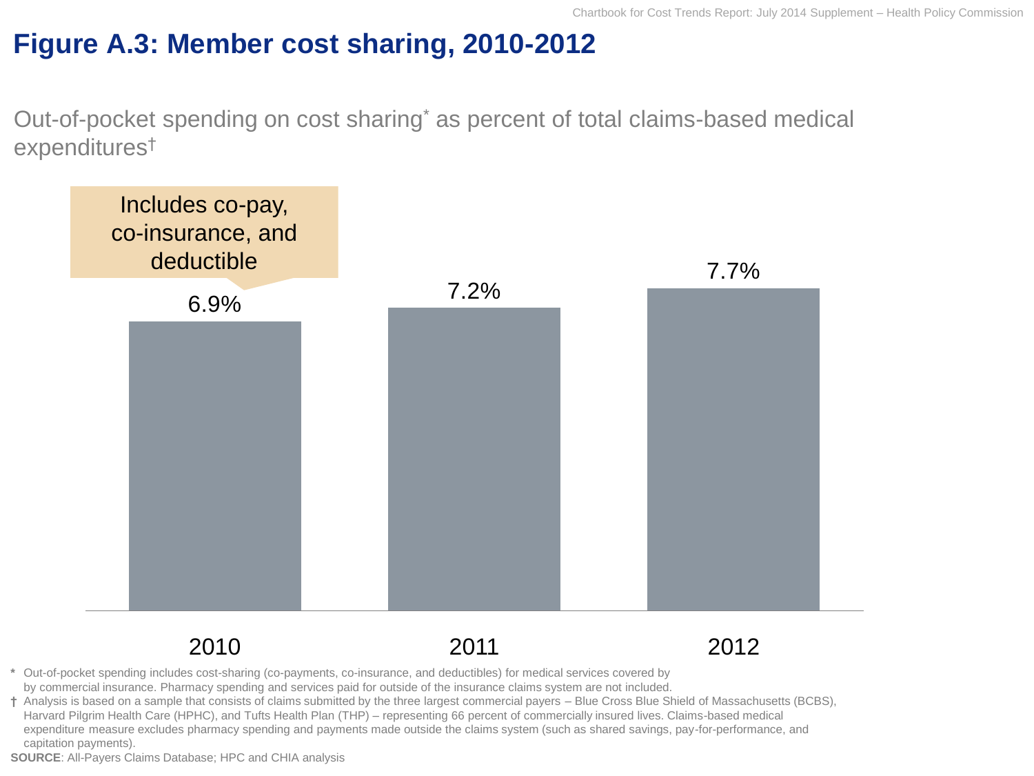# Figure A.3: Member cost sharing, 2010-2012

Out-of-pocket spending on cost sharing* as percent of total claims-based medical expenditures†

Includes co-pay, co-insurance, and deductible

| Year | Percent |
| --- | --- |
| 2010 | 6.9% |
| 2011 | 7.2% |
| 2012 | 7.7% |

\* Out-of-pocket spending includes cost-sharing (co-payments, co-insurance, and deductibles) for medical services covered by by commercial insurance. Pharmacy spending and services paid for outside of the insurance claims system are not included.

† Analysis is based on a sample that consists of claims submitted by the three largest commercial payers – Blue Cross Blue Shield of Massachusetts (BCBS), Harvard Pilgrim Health Care (HPHC), and Tufts Health Plan (THP) – representing 66 percent of commercially insured lives. Claims-based medical expenditure measure excludes pharmacy spending and payments made outside the claims system (such as shared savings, pay-for-performance, and capitation payments).

**SOURCE**: All-Payers Claims Database; HPC and CHIA analysis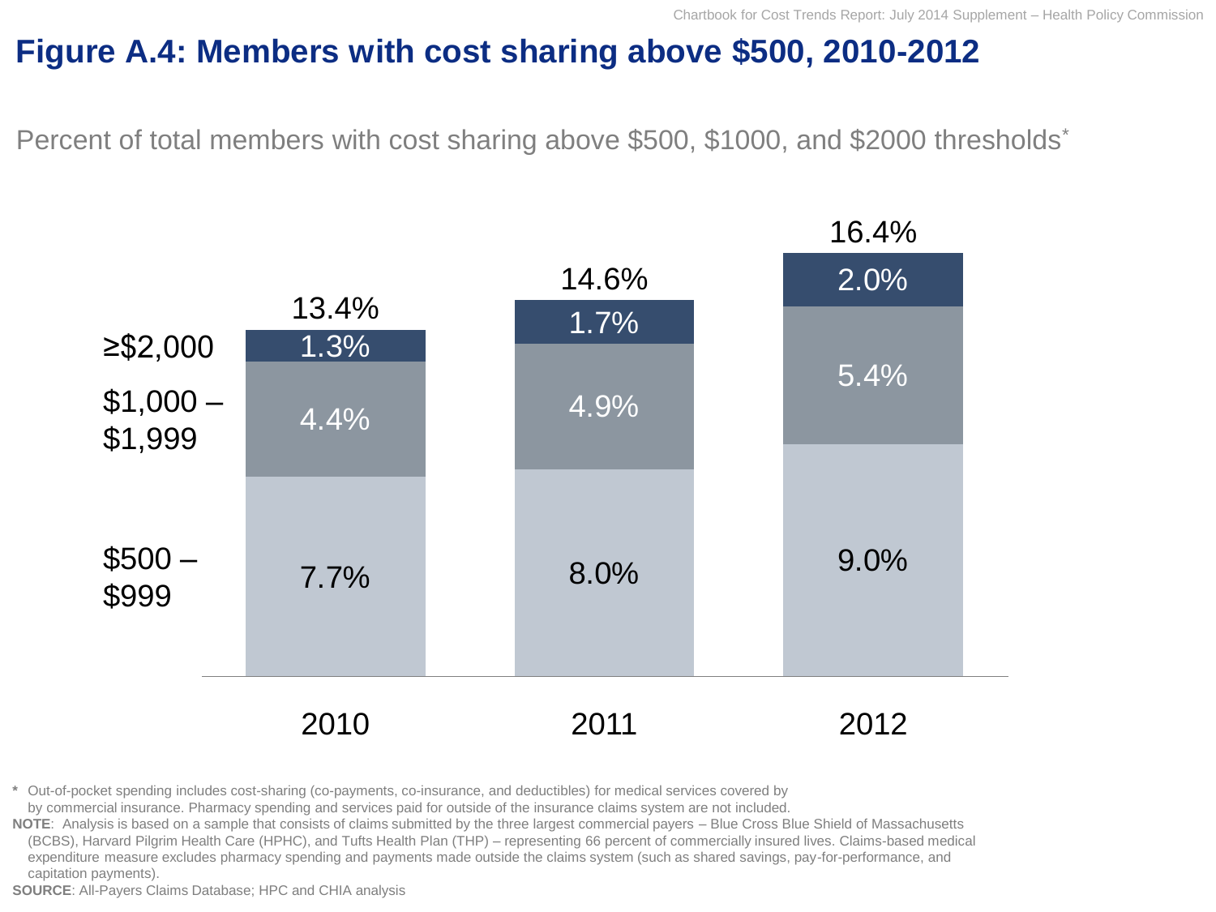# Figure A.4: Members with cost sharing above $500, 2010-2012

Percent of total members with cost sharing above $500, $1000, and $2000 thresholds*

| | 2010 | 2011 | 2012 |
|---|---|---|---|
| ≥$2,000 | 1.3% | 1.7% | 2.0% |
| $1,000 – $1,999 | 4.4% | 4.9% | 5.4% |
| $500 – $999 | 7.7% | 8.0% | 9.0% |
| Total | 13.4% | 14.6% | 16.4% |

\* Out-of-pocket spending includes cost-sharing (co-payments, co-insurance, and deductibles) for medical services covered by by commercial insurance. Pharmacy spending and services paid for outside of the insurance claims system are not included.

**NOTE**: Analysis is based on a sample that consists of claims submitted by the three largest commercial payers – Blue Cross Blue Shield of Massachusetts (BCBS), Harvard Pilgrim Health Care (HPHC), and Tufts Health Plan (THP) – representing 66 percent of commercially insured lives. Claims-based medical expenditure measure excludes pharmacy spending and payments made outside the claims system (such as shared savings, pay-for-performance, and capitation payments).

**SOURCE**: All-Payers Claims Database; HPC and CHIA analysis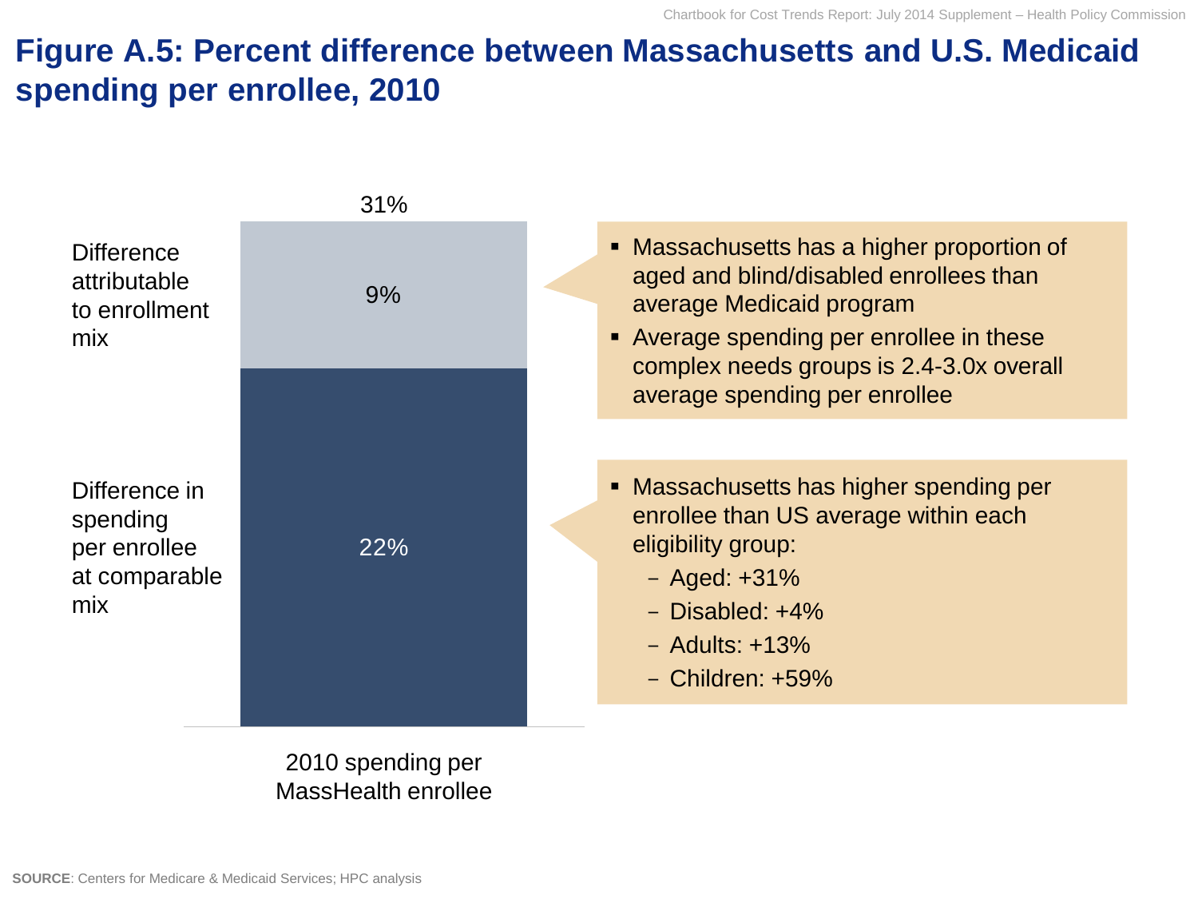# Figure A.5: Percent difference between Massachusetts and U.S. Medicaid spending per enrollee, 2010

31%

Difference attributable to enrollment mix: 9%

Difference in spending per enrollee at comparable mix: 22%

2010 spending per MassHealth enrollee

- Massachusetts has a higher proportion of aged and blind/disabled enrollees than average Medicaid program
- Average spending per enrollee in these complex needs groups is 2.4-3.0x overall average spending per enrollee

- Massachusetts has higher spending per enrollee than US average within each eligibility group:
  - Aged: +31%
  - Disabled: +4%
  - Adults: +13%
  - Children: +59%

**SOURCE**: Centers for Medicare & Medicaid Services; HPC analysis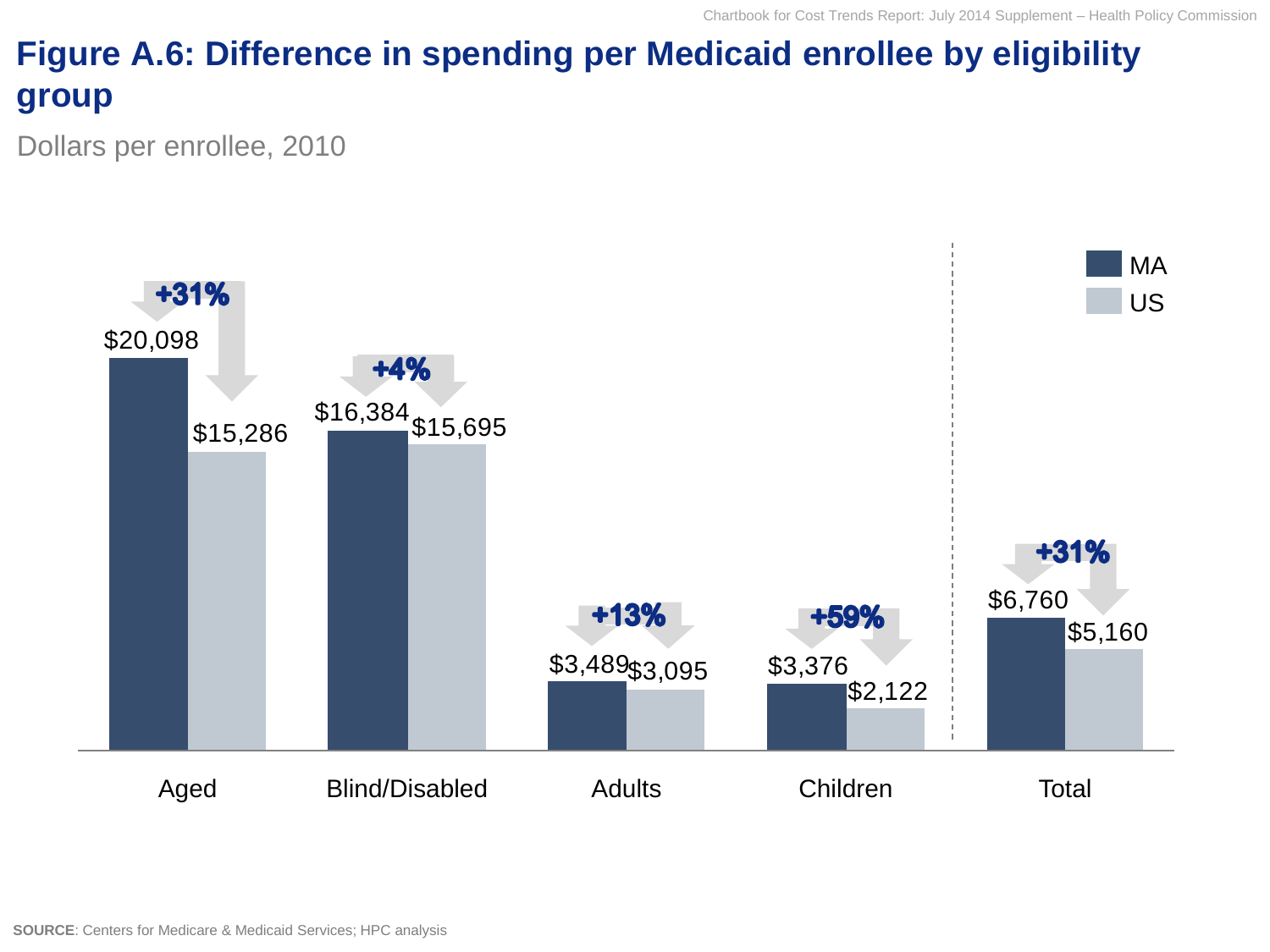# Figure A.6: Difference in spending per Medicaid enrollee by eligibility group

Dollars per enrollee, 2010

| | MA | US | Difference |
|---|---|---|---|
| Aged | $20,098 | $15,286 | +31% |
| Blind/Disabled | $16,384 | $15,695 | +4% |
| Adults | $3,489 | $3,095 | +13% |
| Children | $3,376 | $2,122 | +59% |
| Total | $6,760 | $5,160 | +31% |

**SOURCE**: Centers for Medicare & Medicaid Services; HPC analysis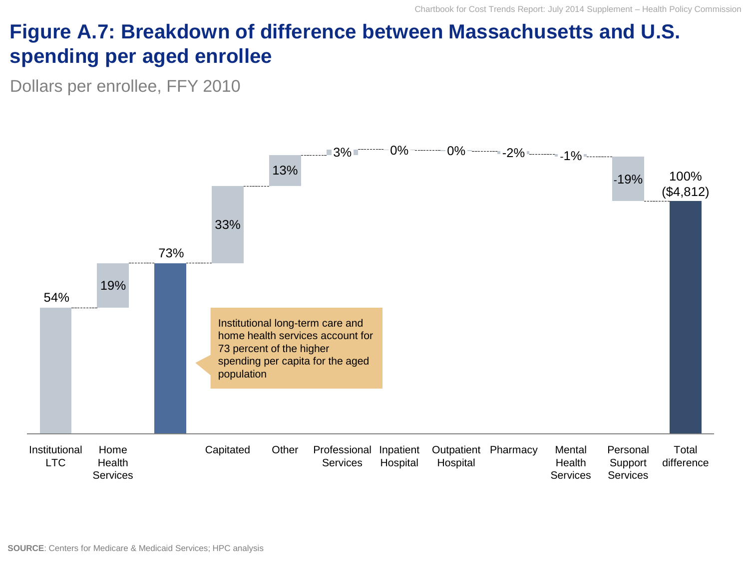# Figure A.7: Breakdown of difference between Massachusetts and U.S. spending per aged enrollee

Dollars per enrollee, FFY 2010

| Category | Share of difference |
|---|---|
| Institutional LTC | 54% |
| Home Health Services | 19% |
| (Subtotal) | 73% |
| Capitated | 33% |
| Other | 13% |
| Professional Services | 3% |
| Inpatient Hospital | 0% |
| Outpatient Hospital | 0% |
| Pharmacy | -2% |
| Mental Health Services | -1% |
| Personal Support Services | -19% |
| Total difference | 100% ($4,812) |

Institutional long-term care and home health services account for 73 percent of the higher spending per capita for the aged population

**SOURCE**: Centers for Medicare & Medicaid Services; HPC analysis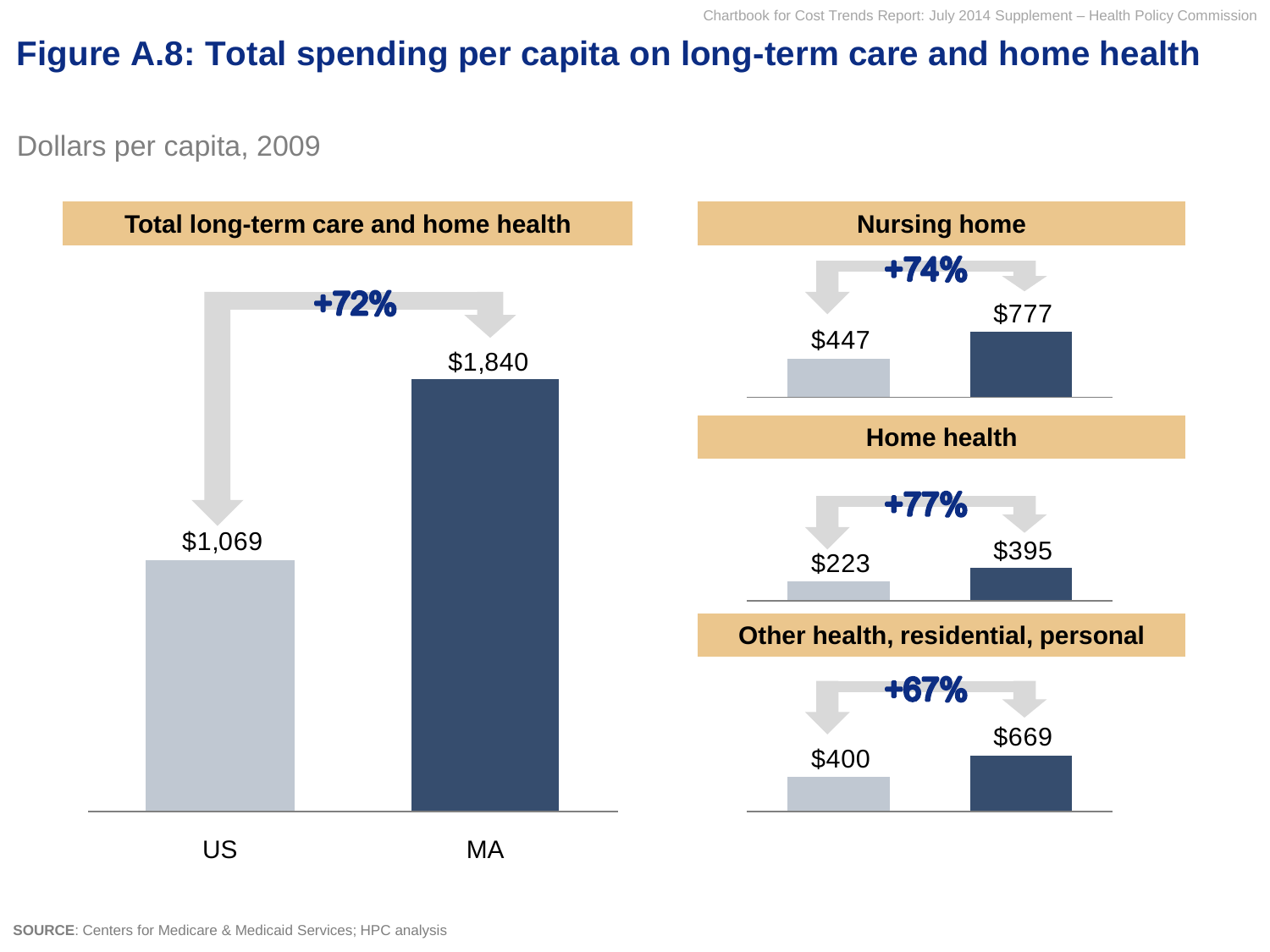# Figure A.8: Total spending per capita on long-term care and home health

Dollars per capita, 2009

**Total long-term care and home health**

| | US | MA |
|---|---|---|
| Total long-term care and home health | $1,069 | $1,840 |

+72%

**Nursing home**

| US | MA |
|---|---|
| $447 | $777 |

+74%

**Home health**

| US | MA |
|---|---|
| $223 | $395 |

+77%

**Other health, residential, personal**

| US | MA |
|---|---|
| $400 | $669 |

+67%

**SOURCE**: Centers for Medicare & Medicaid Services; HPC analysis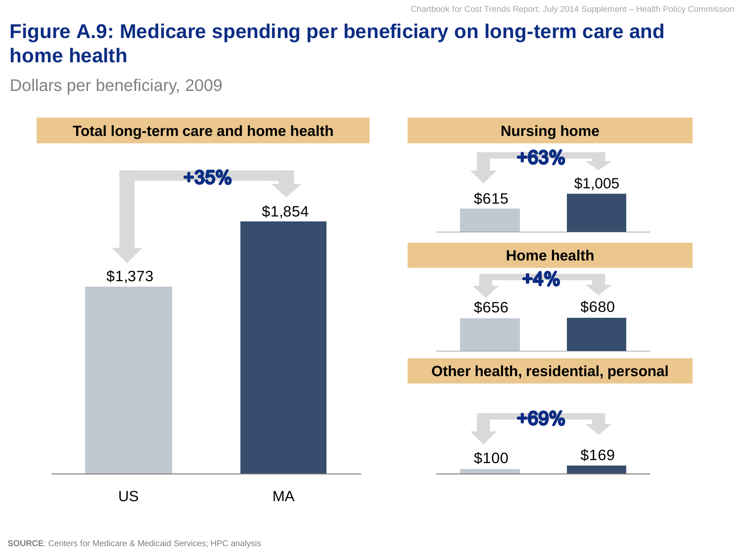# Figure A.9: Medicare spending per beneficiary on long-term care and home health

Dollars per beneficiary, 2009

**Total long-term care and home health**

| | US | MA |
|---|---|---|
| Total long-term care and home health | $1,373 | $1,854 |

+35%

**Nursing home**

| US | MA |
|---|---|
| $615 | $1,005 |

+63%

**Home health**

| US | MA |
|---|---|
| $656 | $680 |

+4%

**Other health, residential, personal**

| US | MA |
|---|---|
| $100 | $169 |

+69%

**SOURCE**: Centers for Medicare & Medicaid Services; HPC analysis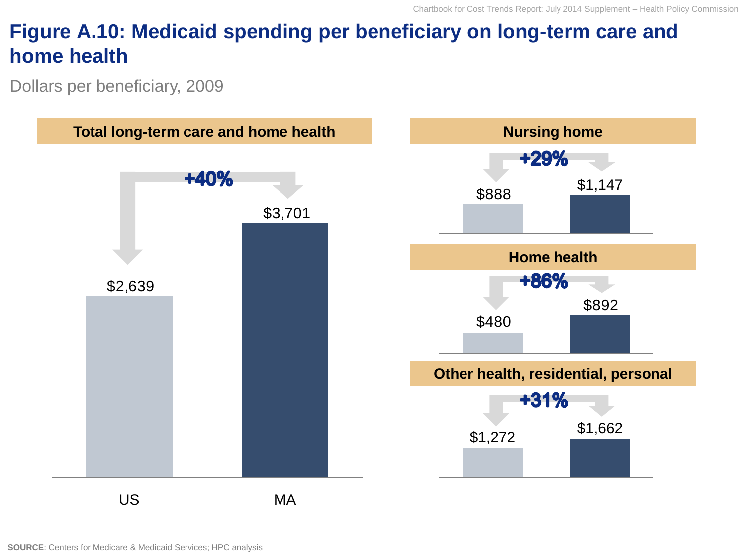# Figure A.10: Medicaid spending per beneficiary on long-term care and home health

Dollars per beneficiary, 2009

| | US | MA | Difference |
|---|---|---|---|
| Total long-term care and home health | $2,639 | $3,701 | +40% |
| Nursing home | $888 | $1,147 | +29% |
| Home health | $480 | $892 | +86% |
| Other health, residential, personal | $1,272 | $1,662 | +31% |

**SOURCE**: Centers for Medicare & Medicaid Services; HPC analysis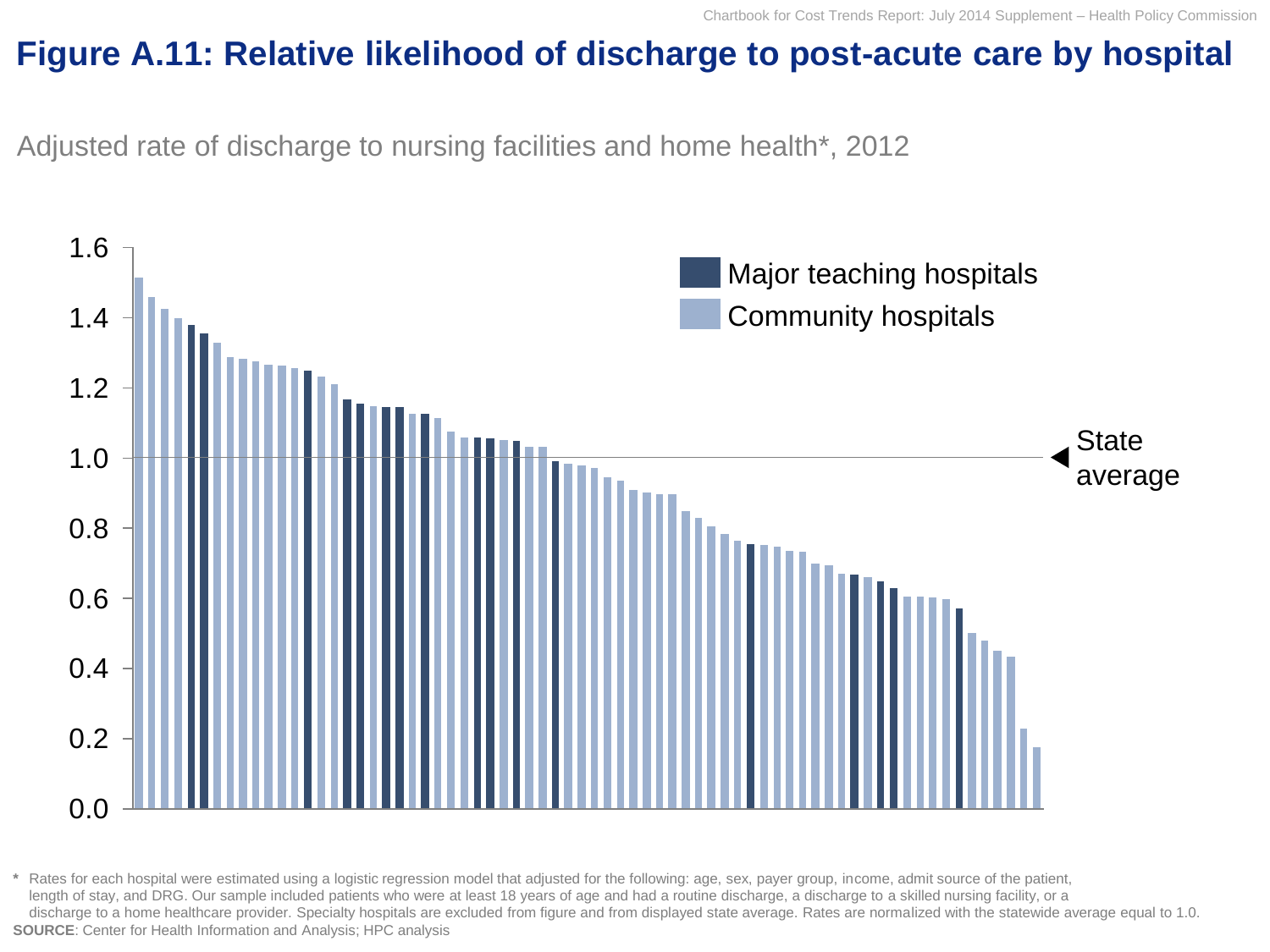# Figure A.11: Relative likelihood of discharge to post-acute care by hospital

Adjusted rate of discharge to nursing facilities and home health*, 2012

Legend: Major teaching hospitals; Community hospitals

State average

\* Rates for each hospital were estimated using a logistic regression model that adjusted for the following: age, sex, payer group, income, admit source of the patient, length of stay, and DRG. Our sample included patients who were at least 18 years of age and had a routine discharge, a discharge to a skilled nursing facility, or a discharge to a home healthcare provider. Specialty hospitals are excluded from figure and from displayed state average. Rates are normalized with the statewide average equal to 1.0.

**SOURCE**: Center for Health Information and Analysis; HPC analysis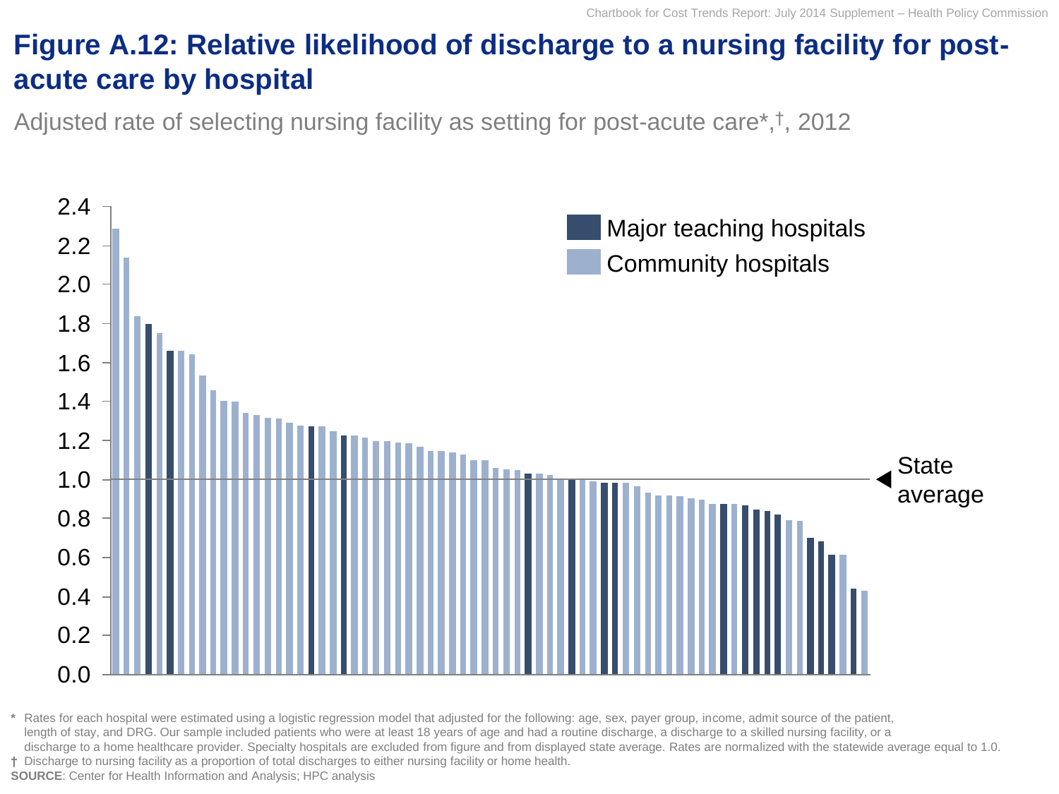# Figure A.12: Relative likelihood of discharge to a nursing facility for post-acute care by hospital

Adjusted rate of selecting nursing facility as setting for post-acute care*,†, 2012

Major teaching hospitals

Community hospitals

State average

\* Rates for each hospital were estimated using a logistic regression model that adjusted for the following: age, sex, payer group, income, admit source of the patient, length of stay, and DRG. Our sample included patients who were at least 18 years of age and had a routine discharge, a discharge to a skilled nursing facility, or a discharge to a home healthcare provider. Specialty hospitals are excluded from figure and from displayed state average. Rates are normalized with the statewide average equal to 1.0.

† Discharge to nursing facility as a proportion of total discharges to either nursing facility or home health.

**SOURCE**: Center for Health Information and Analysis; HPC analysis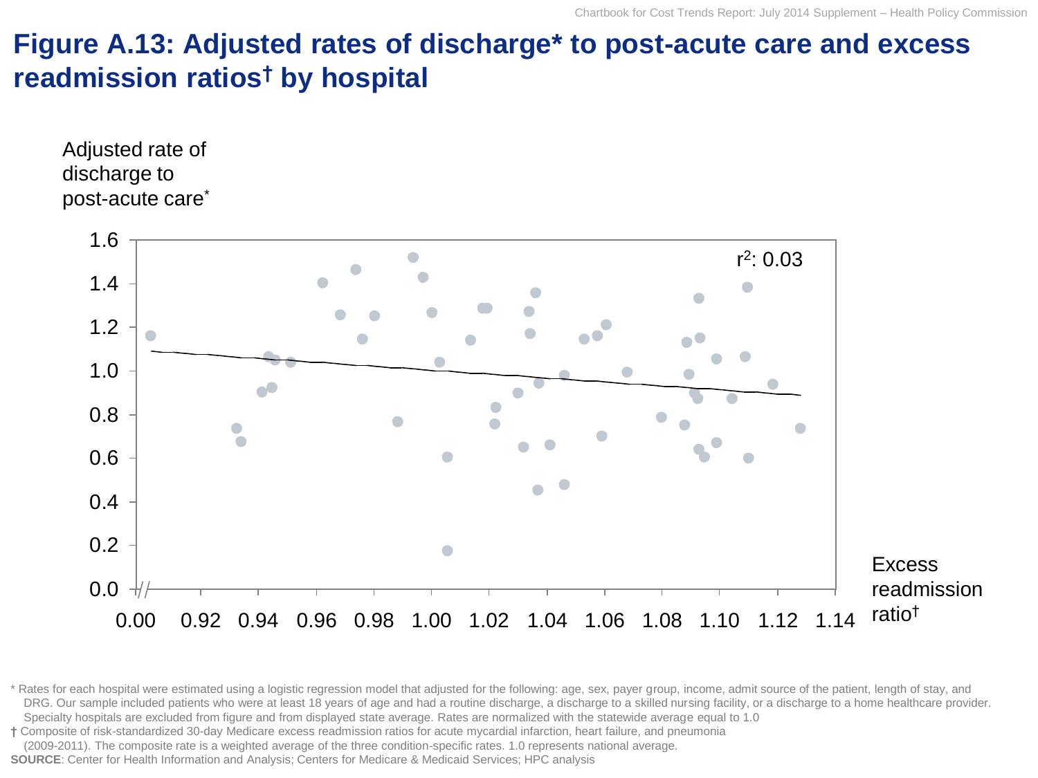# Figure A.13: Adjusted rates of discharge* to post-acute care and excess readmission ratios† by hospital

Adjusted rate of discharge to post-acute care*

$r^2$: 0.03

Excess readmission ratio†

\* Rates for each hospital were estimated using a logistic regression model that adjusted for the following: age, sex, payer group, income, admit source of the patient, length of stay, and DRG. Our sample included patients who were at least 18 years of age and had a routine discharge, a discharge to a skilled nursing facility, or a discharge to a home healthcare provider. Specialty hospitals are excluded from figure and from displayed state average. Rates are normalized with the statewide average equal to 1.0

† Composite of risk-standardized 30-day Medicare excess readmission ratios for acute mycardial infarction, heart failure, and pneumonia (2009-2011). The composite rate is a weighted average of the three condition-specific rates. 1.0 represents national average.

**SOURCE**: Center for Health Information and Analysis; Centers for Medicare & Medicaid Services; HPC analysis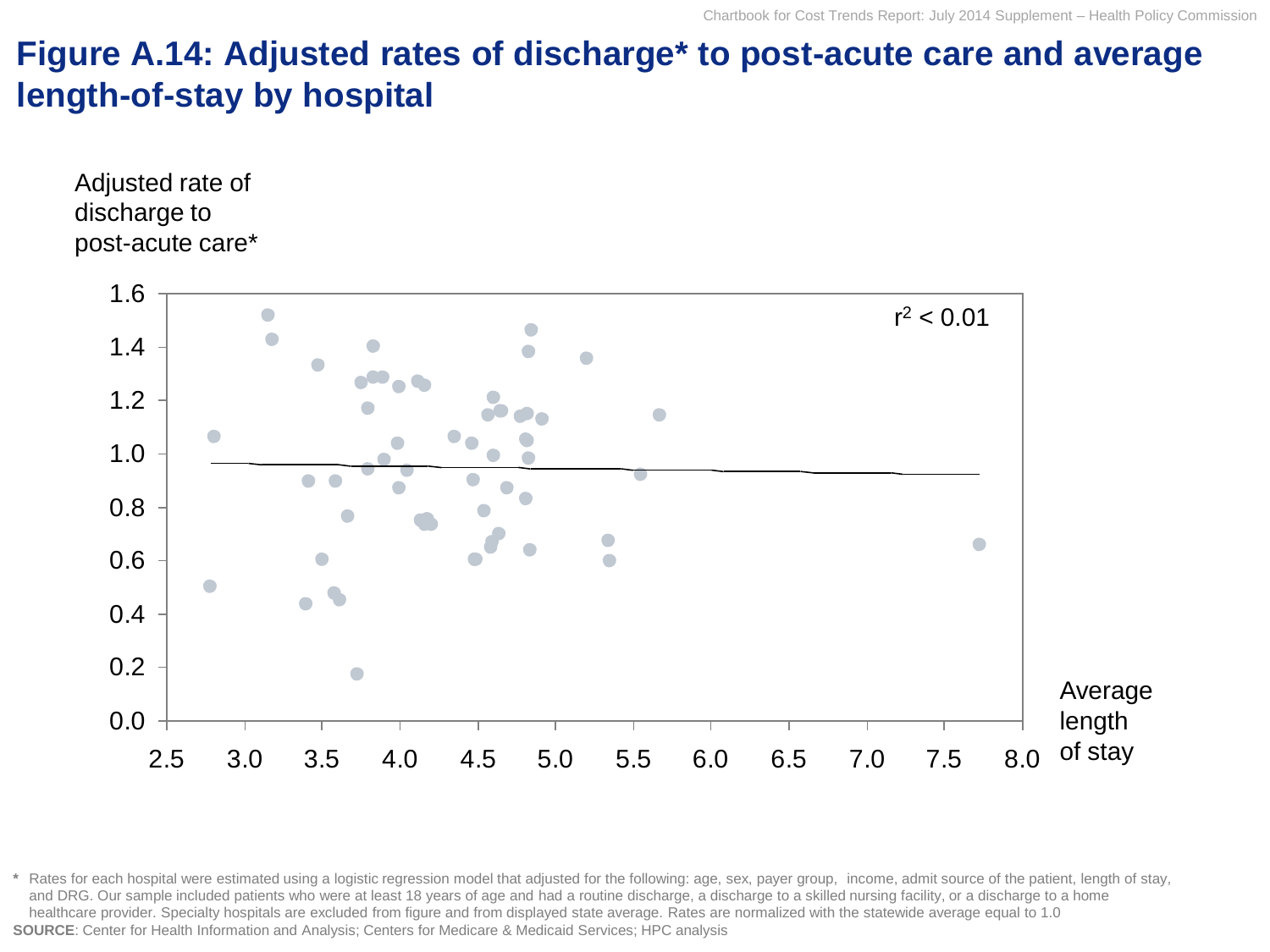# Figure A.14: Adjusted rates of discharge* to post-acute care and average length-of-stay by hospital

Adjusted rate of discharge to post-acute care*

$r^2 < 0.01$

Average length of stay

* Rates for each hospital were estimated using a logistic regression model that adjusted for the following: age, sex, payer group, income, admit source of the patient, length of stay, and DRG. Our sample included patients who were at least 18 years of age and had a routine discharge, a discharge to a skilled nursing facility, or a discharge to a home healthcare provider. Specialty hospitals are excluded from figure and from displayed state average. Rates are normalized with the statewide average equal to 1.0

**SOURCE**: Center for Health Information and Analysis; Centers for Medicare & Medicaid Services; HPC analysis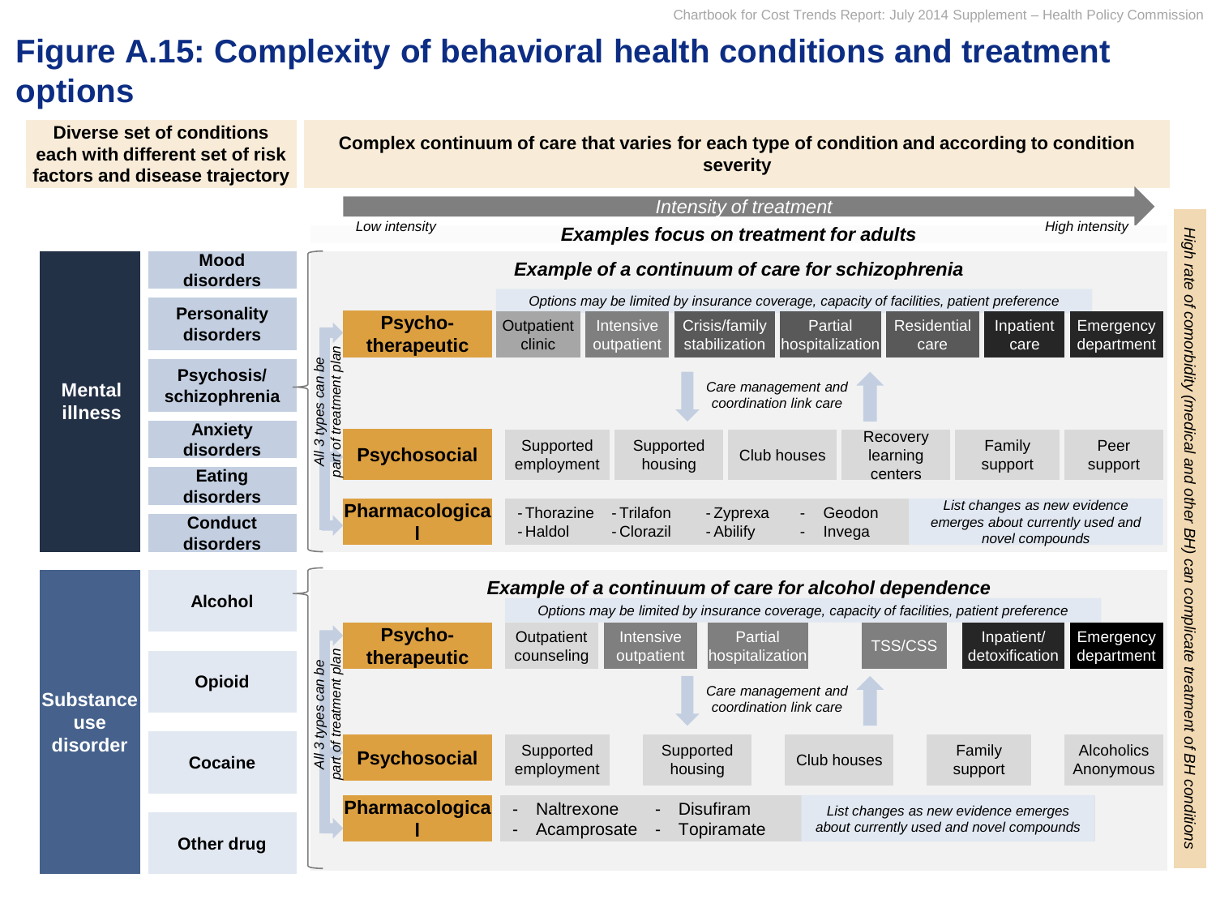# Figure A.15: Complexity of behavioral health conditions and treatment options

**Diverse set of conditions each with different set of risk factors and disease trajectory**

**Complex continuum of care that varies for each type of condition and according to condition severity**

*Intensity of treatment* — *Low intensity* → *High intensity*

***Examples focus on treatment for adults***

*High rate of comorbidity (medical and other BH) can complicate treatment of BH conditions*

## Mental illness

- Mood disorders
- Personality disorders
- Psychosis/ schizophrenia
- Anxiety disorders
- Eating disorders
- Conduct disorders

### *Example of a continuum of care for schizophrenia*

*All 3 types can be part of treatment plan*

*Options may be limited by insurance coverage, capacity of facilities, patient preference*

**Psycho-therapeutic:** Outpatient clinic | Intensive outpatient | Crisis/family stabilization | Partial hospitalization | Residential care | Inpatient care | Emergency department

*Care management and coordination link care*

**Psychosocial:** Supported employment | Supported housing | Club houses | Recovery learning centers | Family support | Peer support

**Pharmacological:**
- Thorazine
- Haldol
- Trilafon
- Clorazil
- Zyprexa
- Abilify
- Geodon
- Invega

*List changes as new evidence emerges about currently used and novel compounds*

## Substance use disorder

- Alcohol
- Opioid
- Cocaine
- Other drug

### *Example of a continuum of care for alcohol dependence*

*All 3 types can be part of treatment plan*

*Options may be limited by insurance coverage, capacity of facilities, patient preference*

**Psycho-therapeutic:** Outpatient counseling | Intensive outpatient | Partial hospitalization | TSS/CSS | Inpatient/ detoxification | Emergency department

*Care management and coordination link care*

**Psychosocial:** Supported employment | Supported housing | Club houses | Family support | Alcoholics Anonymous

**Pharmacological:**
- Naltrexone
- Acamprosate
- Disufiram
- Topiramate

*List changes as new evidence emerges about currently used and novel compounds*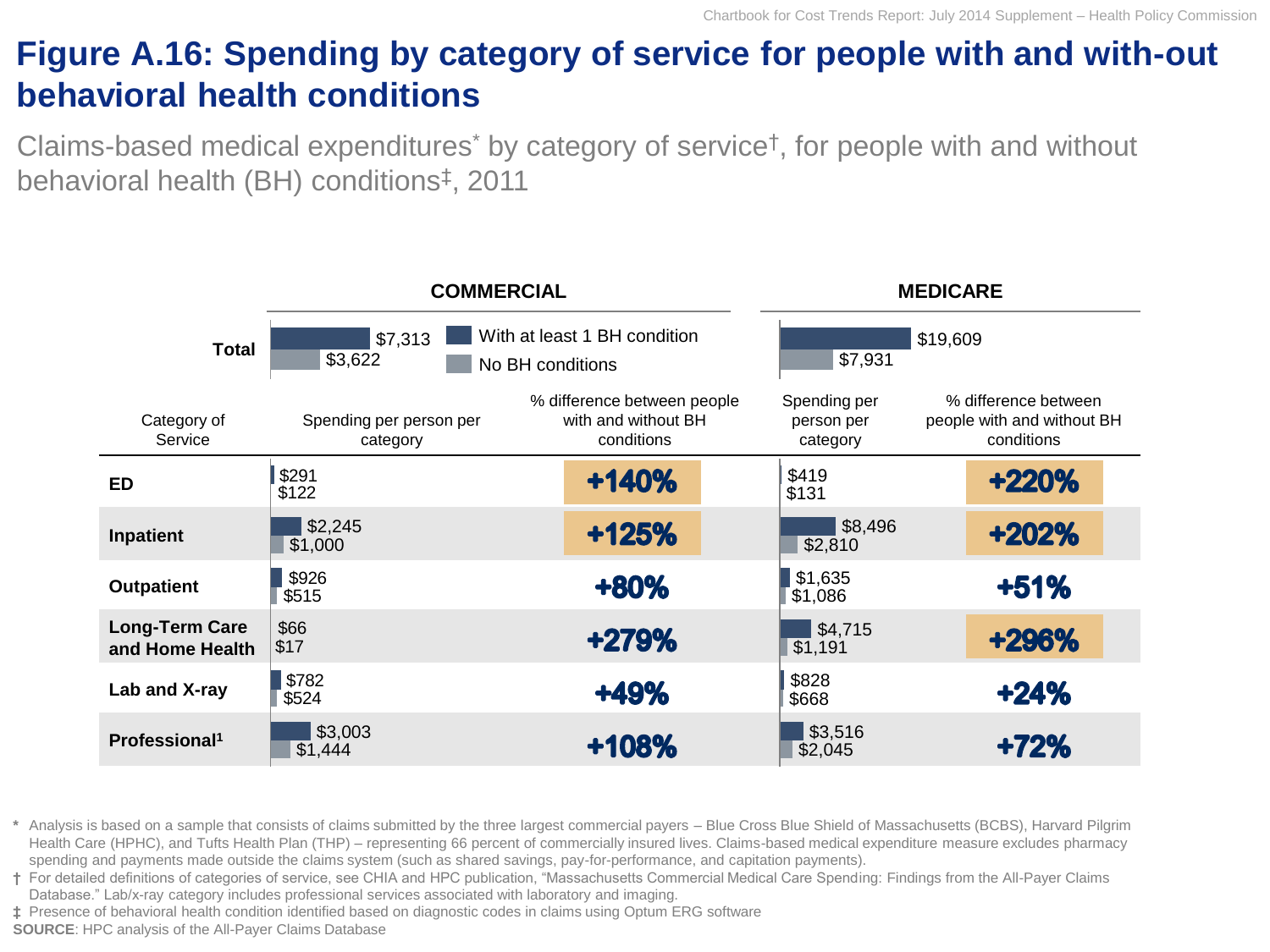# Figure A.16: Spending by category of service for people with and with-out behavioral health conditions

Claims-based medical expenditures* by category of service†, for people with and without behavioral health (BH) conditions‡, 2011

| | COMMERCIAL | | MEDICARE | |
|---|---|---|---|---|
| **Total** | With at least 1 BH condition: $7,313; No BH conditions: $3,622 | | With at least 1 BH condition: $19,609; No BH conditions: $7,931 | |
| Category of Service | Spending per person per category | % difference between people with and without BH conditions | Spending per person per category | % difference between people with and without BH conditions |
| **ED** | $291 / $122 | **+140%** | $419 / $131 | **+220%** |
| **Inpatient** | $2,245 / $1,000 | **+125%** | $8,496 / $2,810 | **+202%** |
| **Outpatient** | $926 / $515 | **+80%** | $1,635 / $1,086 | **+51%** |
| **Long-Term Care and Home Health** | $66 / $17 | **+279%** | $4,715 / $1,191 | **+296%** |
| **Lab and X-ray** | $782 / $524 | **+49%** | $828 / $668 | **+24%** |
| **Professional[1]** | $3,003 / $1,444 | **+108%** | $3,516 / $2,045 | **+72%** |

\* Analysis is based on a sample that consists of claims submitted by the three largest commercial payers – Blue Cross Blue Shield of Massachusetts (BCBS), Harvard Pilgrim Health Care (HPHC), and Tufts Health Plan (THP) – representing 66 percent of commercially insured lives. Claims-based medical expenditure measure excludes pharmacy spending and payments made outside the claims system (such as shared savings, pay-for-performance, and capitation payments).

† For detailed definitions of categories of service, see CHIA and HPC publication, "Massachusetts Commercial Medical Care Spending: Findings from the All-Payer Claims Database." Lab/x-ray category includes professional services associated with laboratory and imaging.

‡ Presence of behavioral health condition identified based on diagnostic codes in claims using Optum ERG software

**SOURCE**: HPC analysis of the All-Payer Claims Database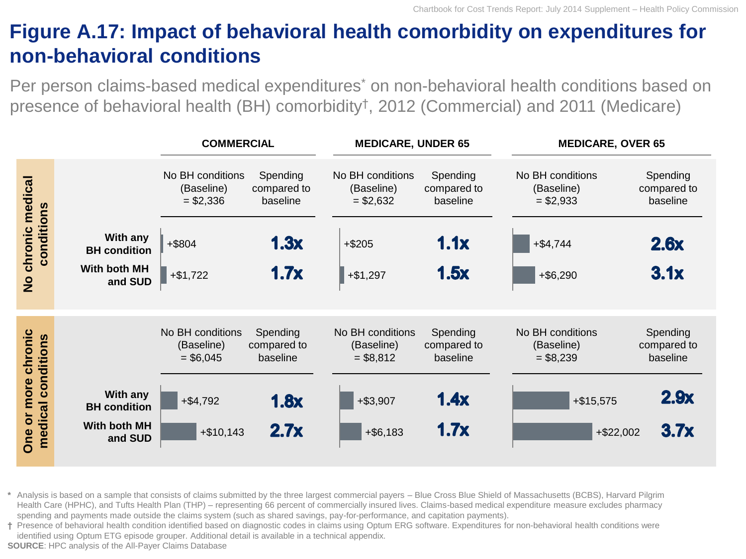# Figure A.17: Impact of behavioral health comorbidity on expenditures for non-behavioral conditions

Per person claims-based medical expenditures* on non-behavioral health conditions based on presence of behavioral health (BH) comorbidity†, 2012 (Commercial) and 2011 (Medicare)

| | | COMMERCIAL | | MEDICARE, UNDER 65 | | MEDICARE, OVER 65 | |
|---|---|---|---|---|---|---|---|
| | | No BH conditions (Baseline) | Spending compared to baseline | No BH conditions (Baseline) | Spending compared to baseline | No BH conditions (Baseline) | Spending compared to baseline |
| **No chronic medical conditions** | Baseline | = $2,336 | | = $2,632 | | = $2,933 | |
| | **With any BH condition** | +$804 | **1.3x** | +$205 | **1.1x** | +$4,744 | **2.6x** |
| | **With both MH and SUD** | +$1,722 | **1.7x** | +$1,297 | **1.5x** | +$6,290 | **3.1x** |
| **One or more chronic medical conditions** | Baseline | = $6,045 | | = $8,812 | | = $8,239 | |
| | **With any BH condition** | +$4,792 | **1.8x** | +$3,907 | **1.4x** | +$15,575 | **2.9x** |
| | **With both MH and SUD** | +$10,143 | **2.7x** | +$6,183 | **1.7x** | +$22,002 | **3.7x** |

\* Analysis is based on a sample that consists of claims submitted by the three largest commercial payers – Blue Cross Blue Shield of Massachusetts (BCBS), Harvard Pilgrim Health Care (HPHC), and Tufts Health Plan (THP) – representing 66 percent of commercially insured lives. Claims-based medical expenditure measure excludes pharmacy spending and payments made outside the claims system (such as shared savings, pay-for-performance, and capitation payments).

† Presence of behavioral health condition identified based on diagnostic codes in claims using Optum ERG software. Expenditures for non-behavioral health conditions were identified using Optum ETG episode grouper. Additional detail is available in a technical appendix.

**SOURCE**: HPC analysis of the All-Payer Claims Database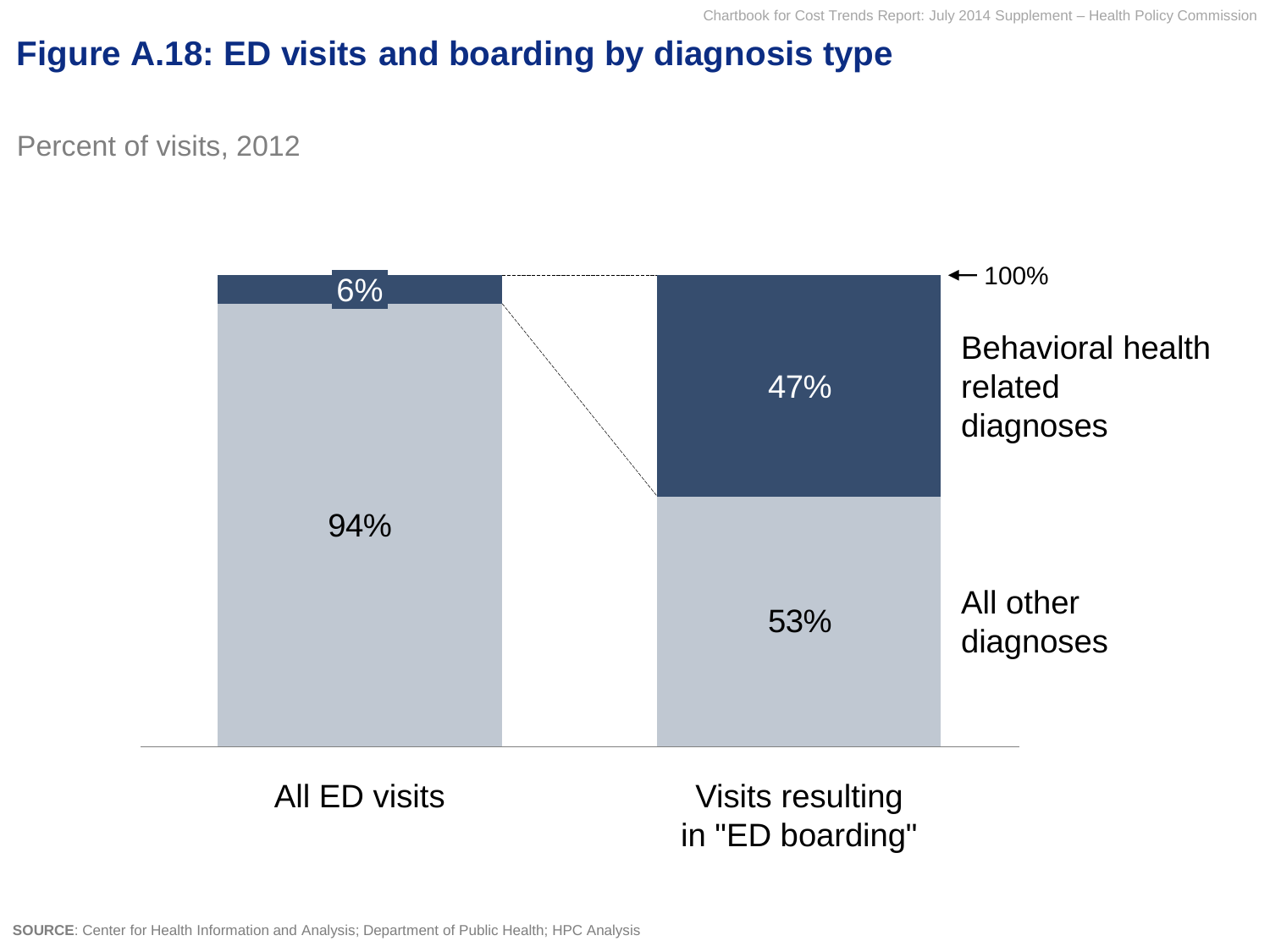# Figure A.18: ED visits and boarding by diagnosis type

Percent of visits, 2012

| | All ED visits | Visits resulting in "ED boarding" |
|---|---|---|
| Behavioral health related diagnoses | 6% | 47% |
| All other diagnoses | 94% | 53% |

← 100%

**SOURCE**: Center for Health Information and Analysis; Department of Public Health; HPC Analysis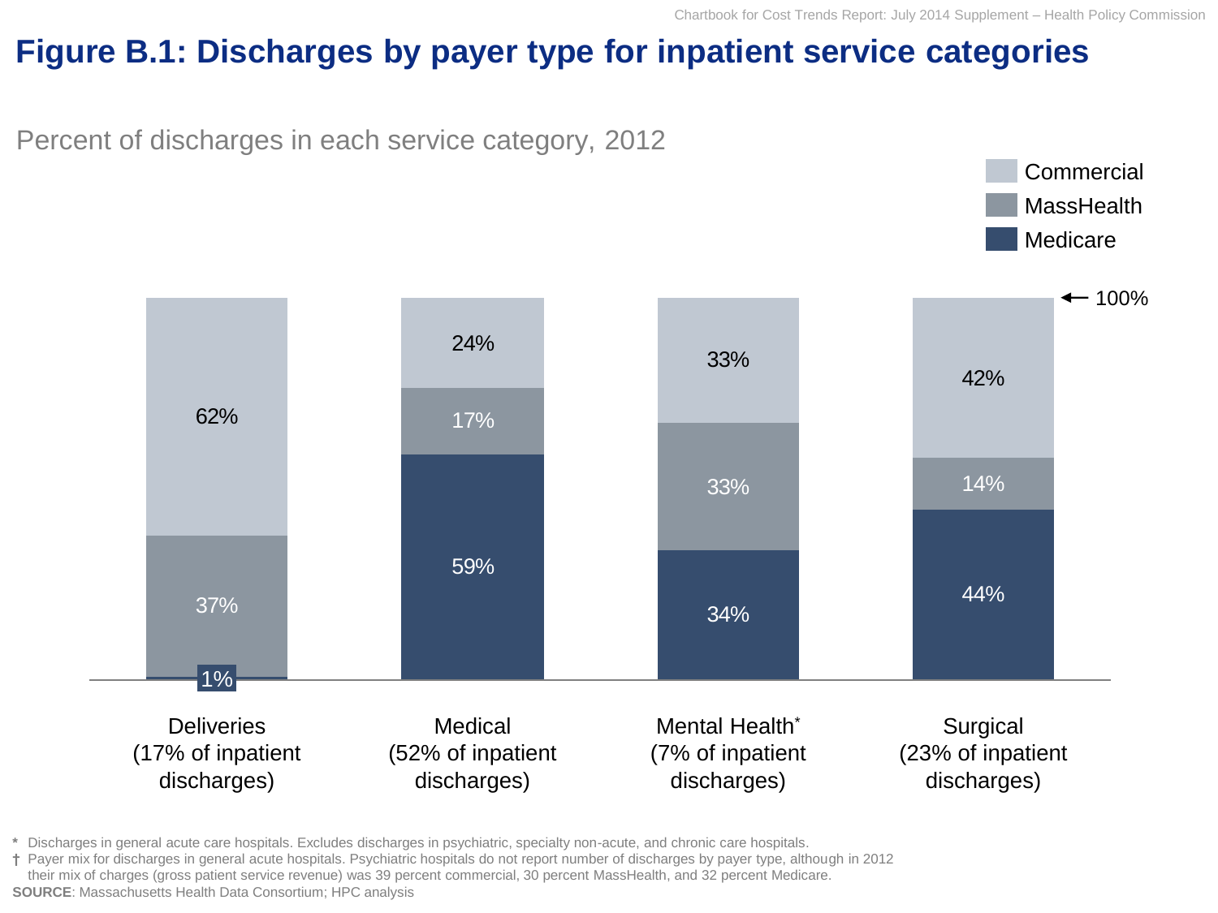# Figure B.1: Discharges by payer type for inpatient service categories

Percent of discharges in each service category, 2012

| Service category | Commercial | MassHealth | Medicare |
|---|---|---|---|
| Deliveries (17% of inpatient discharges) | 62% | 37% | 1% |
| Medical (52% of inpatient discharges) | 24% | 17% | 59% |
| Mental Health* (7% of inpatient discharges) | 33% | 33% | 34% |
| Surgical (23% of inpatient discharges) | 42% | 14% | 44% |

\* Discharges in general acute care hospitals. Excludes discharges in psychiatric, specialty non-acute, and chronic care hospitals.

† Payer mix for discharges in general acute hospitals. Psychiatric hospitals do not report number of discharges by payer type, although in 2012 their mix of charges (gross patient service revenue) was 39 percent commercial, 30 percent MassHealth, and 32 percent Medicare.

**SOURCE**: Massachusetts Health Data Consortium; HPC analysis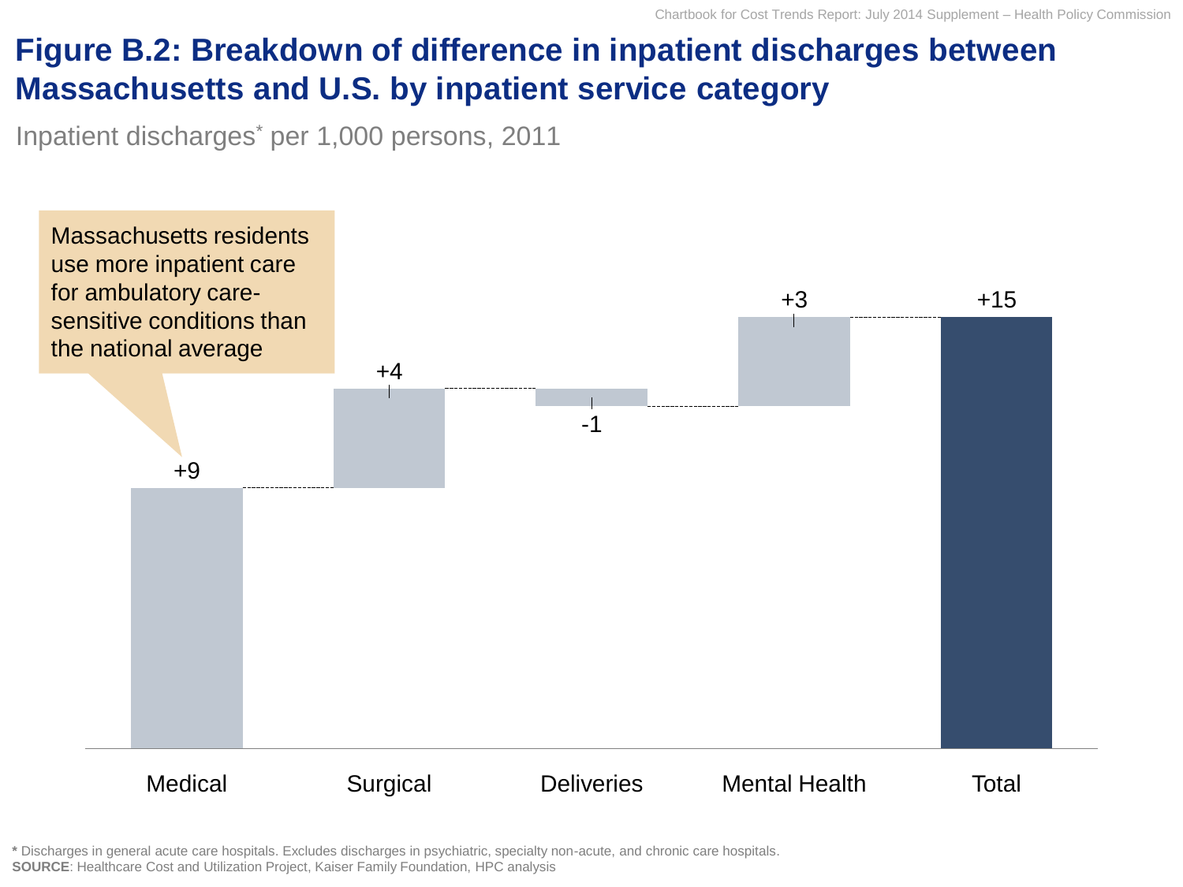# Figure B.2: Breakdown of difference in inpatient discharges between Massachusetts and U.S. by inpatient service category

Inpatient discharges* per 1,000 persons, 2011

Massachusetts residents use more inpatient care for ambulatory care-sensitive conditions than the national average

| Category | Difference |
| --- | --- |
| Medical | +9 |
| Surgical | +4 |
| Deliveries | -1 |
| Mental Health | +3 |
| Total | +15 |

**\*** Discharges in general acute care hospitals. Excludes discharges in psychiatric, specialty non-acute, and chronic care hospitals.
**SOURCE**: Healthcare Cost and Utilization Project, Kaiser Family Foundation, HPC analysis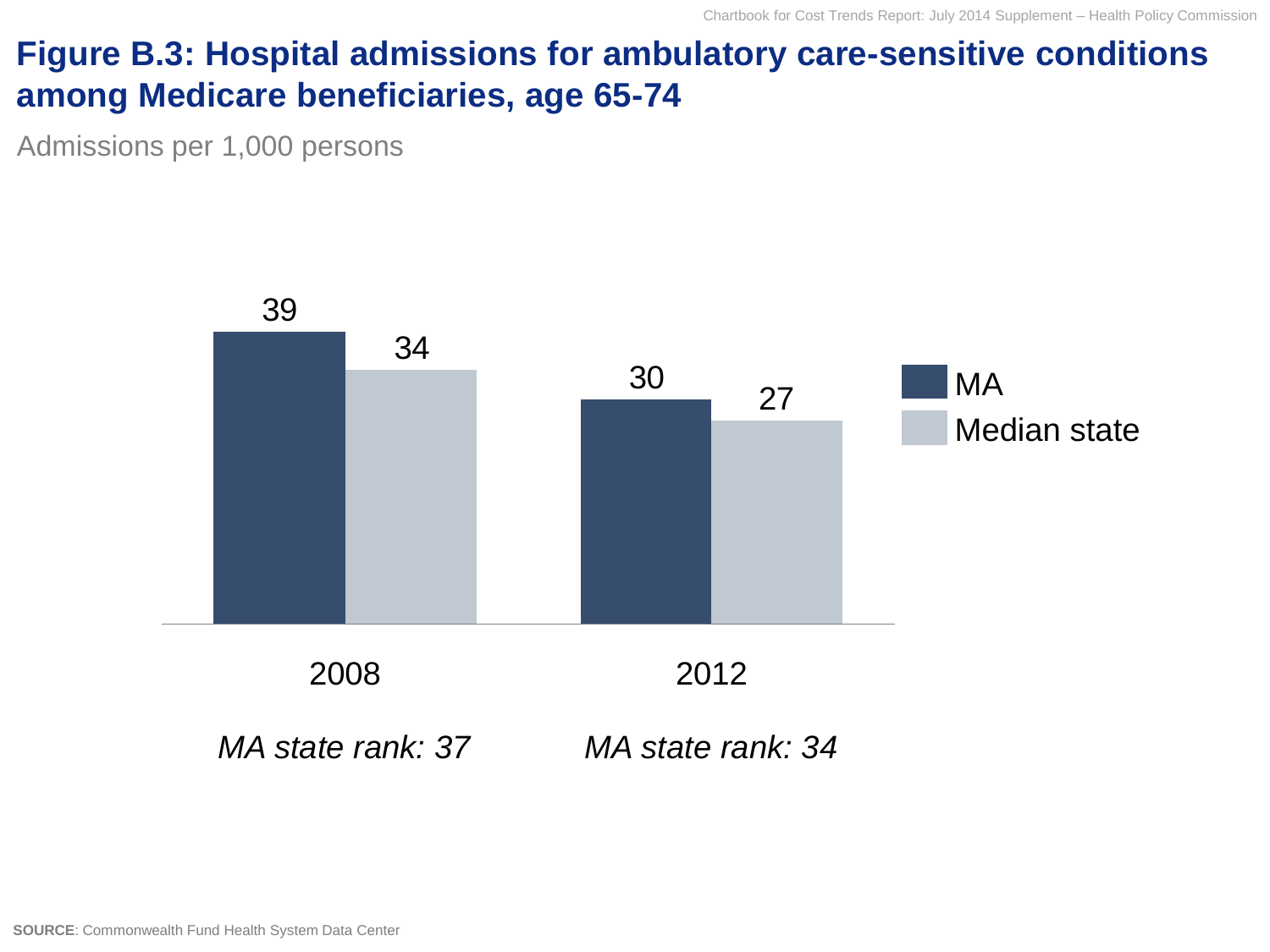# Figure B.3: Hospital admissions for ambulatory care-sensitive conditions among Medicare beneficiaries, age 65-74

Admissions per 1,000 persons

| | MA | Median state |
|---|---|---|
| 2008 | 39 | 34 |
| 2012 | 30 | 27 |

*MA state rank: 37* (2008)

*MA state rank: 34* (2012)

**SOURCE**: Commonwealth Fund Health System Data Center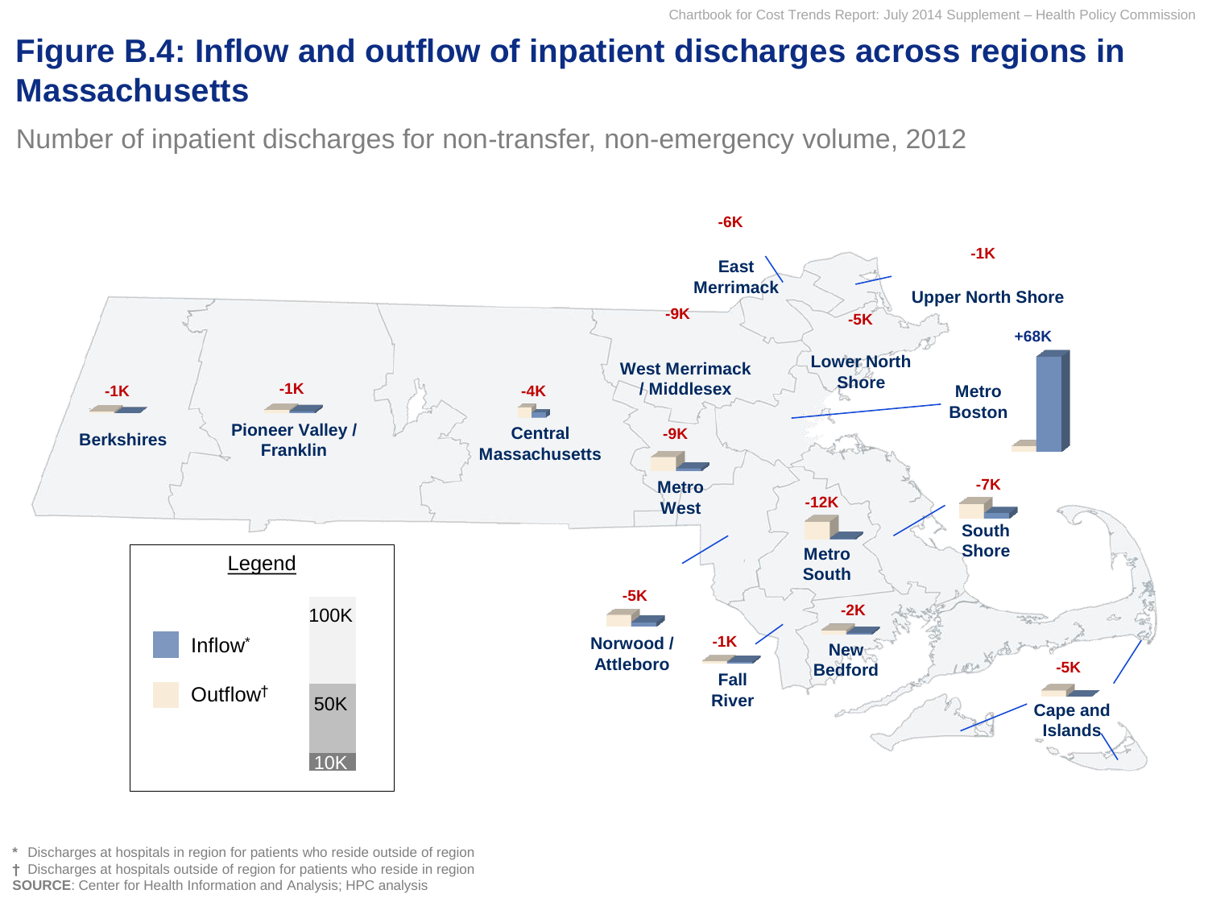# Figure B.4: Inflow and outflow of inpatient discharges across regions in Massachusetts

Number of inpatient discharges for non-transfer, non-emergency volume, 2012

| Region | Net |
| --- | --- |
| Berkshires | -1K |
| Pioneer Valley / Franklin | -1K |
| Central Massachusetts | -4K |
| West Merrimack / Middlesex | -9K |
| Metro West | -9K |
| East Merrimack | -6K |
| Upper North Shore | -1K |
| Lower North Shore | -5K |
| Metro Boston | +68K |
| South Shore | -7K |
| Metro South | -12K |
| Norwood / Attleboro | -5K |
| Fall River | -1K |
| New Bedford | -2K |
| Cape and Islands | -5K |

Legend: Inflow*; Outflow†; scale 10K, 50K, 100K

\* Discharges at hospitals in region for patients who reside outside of region
† Discharges at hospitals outside of region for patients who reside in region
**SOURCE**: Center for Health Information and Analysis; HPC analysis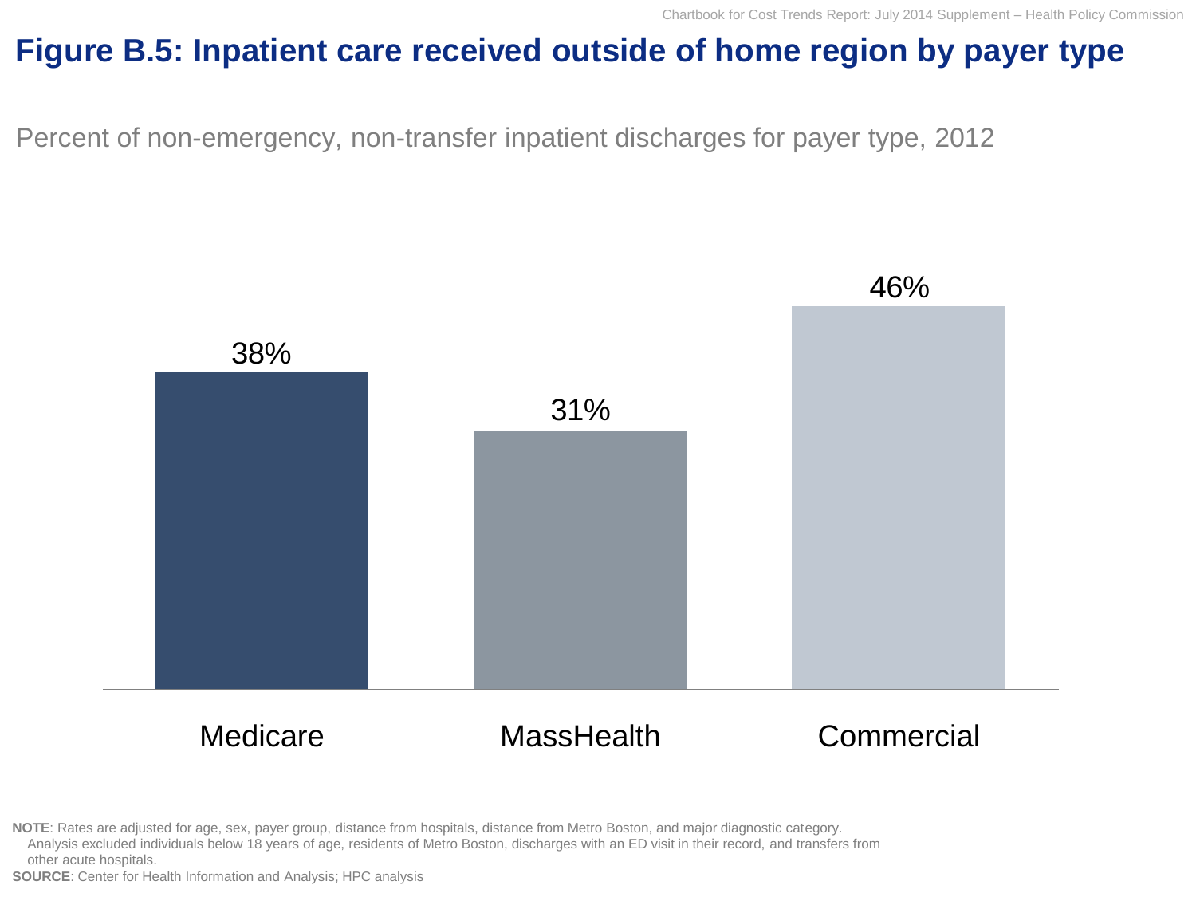# Figure B.5: Inpatient care received outside of home region by payer type

Percent of non-emergency, non-transfer inpatient discharges for payer type, 2012

| Payer type | Percent |
| --- | --- |
| Medicare | 38% |
| MassHealth | 31% |
| Commercial | 46% |

**NOTE**: Rates are adjusted for age, sex, payer group, distance from hospitals, distance from Metro Boston, and major diagnostic category. Analysis excluded individuals below 18 years of age, residents of Metro Boston, discharges with an ED visit in their record, and transfers from other acute hospitals.

**SOURCE**: Center for Health Information and Analysis; HPC analysis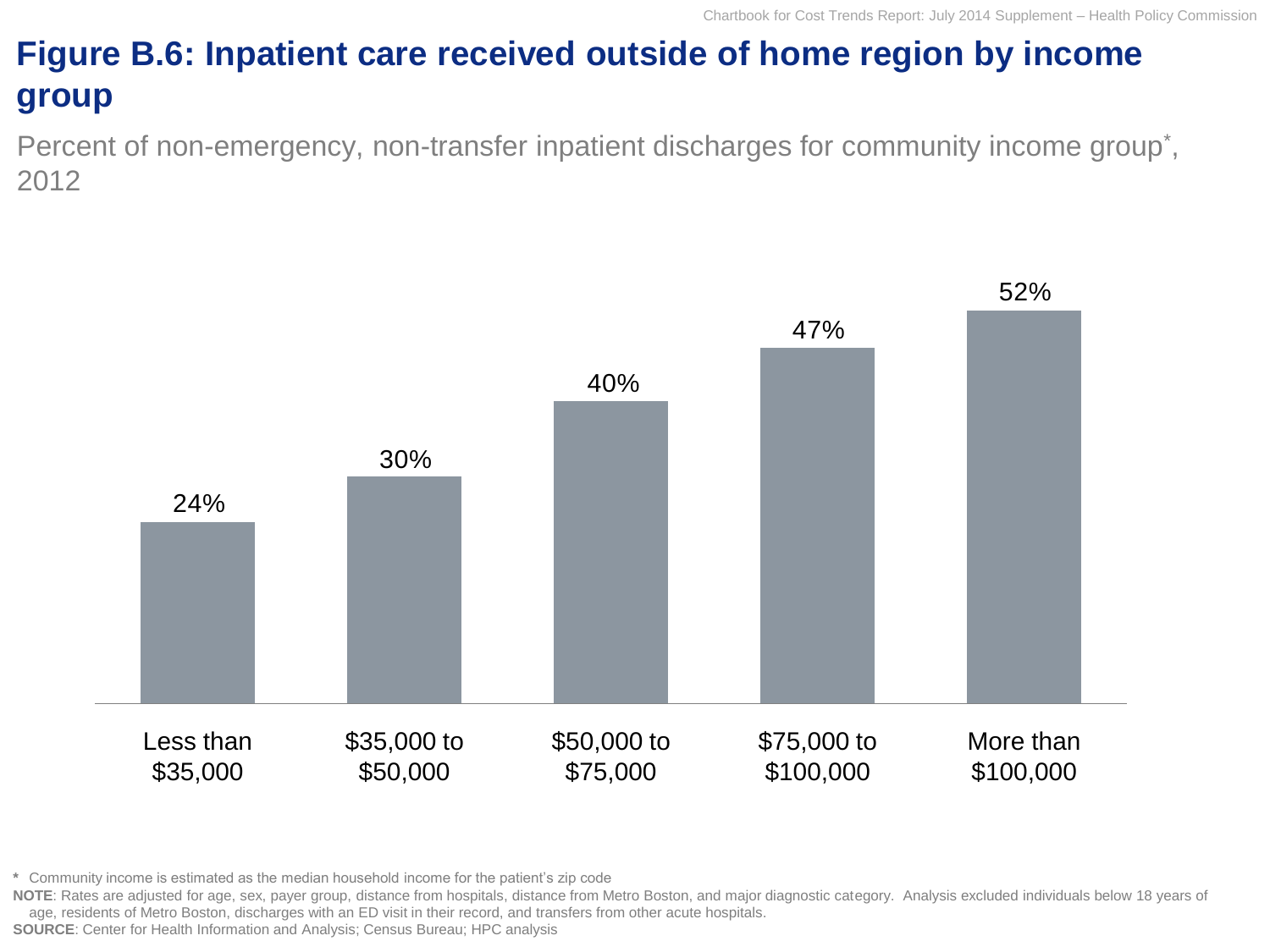# Figure B.6: Inpatient care received outside of home region by income group

Percent of non-emergency, non-transfer inpatient discharges for community income group*, 2012

| Community income group | Percent |
| --- | --- |
| Less than $35,000 | 24% |
| $35,000 to $50,000 | 30% |
| $50,000 to $75,000 | 40% |
| $75,000 to $100,000 | 47% |
| More than $100,000 | 52% |

**\*** Community income is estimated as the median household income for the patient's zip code

**NOTE**: Rates are adjusted for age, sex, payer group, distance from hospitals, distance from Metro Boston, and major diagnostic category. Analysis excluded individuals below 18 years of age, residents of Metro Boston, discharges with an ED visit in their record, and transfers from other acute hospitals.

**SOURCE**: Center for Health Information and Analysis; Census Bureau; HPC analysis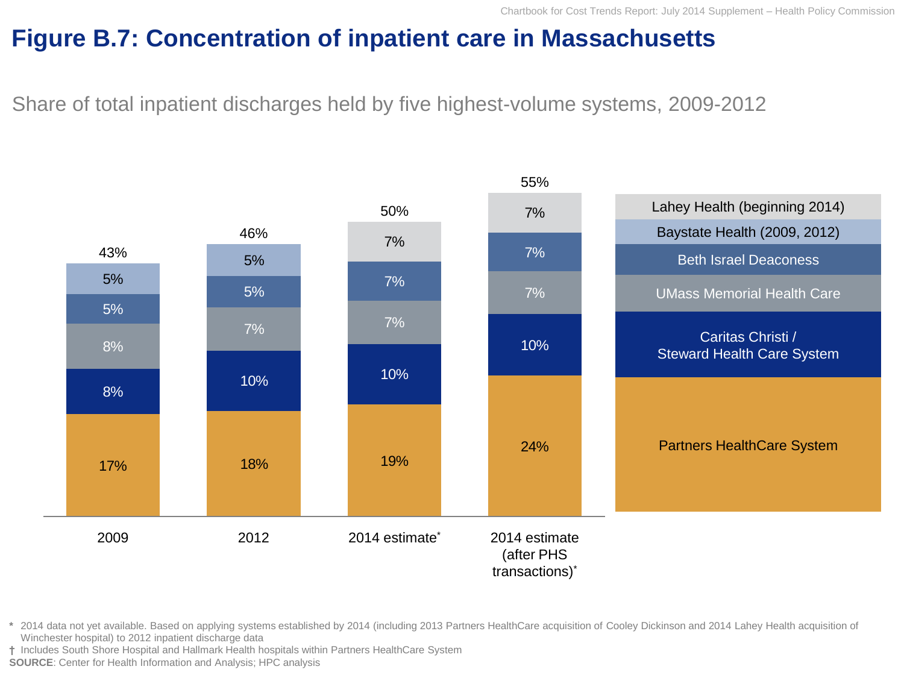# Figure B.7: Concentration of inpatient care in Massachusetts

Share of total inpatient discharges held by five highest-volume systems, 2009-2012

| System | 2009 | 2012 | 2014 estimate* | 2014 estimate (after PHS transactions)* |
|---|---|---|---|---|
| Lahey Health (beginning 2014) | | | 7% | 7% |
| Baystate Health (2009, 2012) | 5% | 5% | | |
| Beth Israel Deaconess | 5% | 5% | 7% | 7% |
| UMass Memorial Health Care | 8% | 7% | 7% | 7% |
| Caritas Christi / Steward Health Care System | 8% | 10% | 10% | 10% |
| Partners HealthCare System | 17% | 18% | 19% | 24% |
| **Total** | 43% | 46% | 50% | 55% |

\* 2014 data not yet available. Based on applying systems established by 2014 (including 2013 Partners HealthCare acquisition of Cooley Dickinson and 2014 Lahey Health acquisition of Winchester hospital) to 2012 inpatient discharge data

† Includes South Shore Hospital and Hallmark Health hospitals within Partners HealthCare System

**SOURCE**: Center for Health Information and Analysis; HPC analysis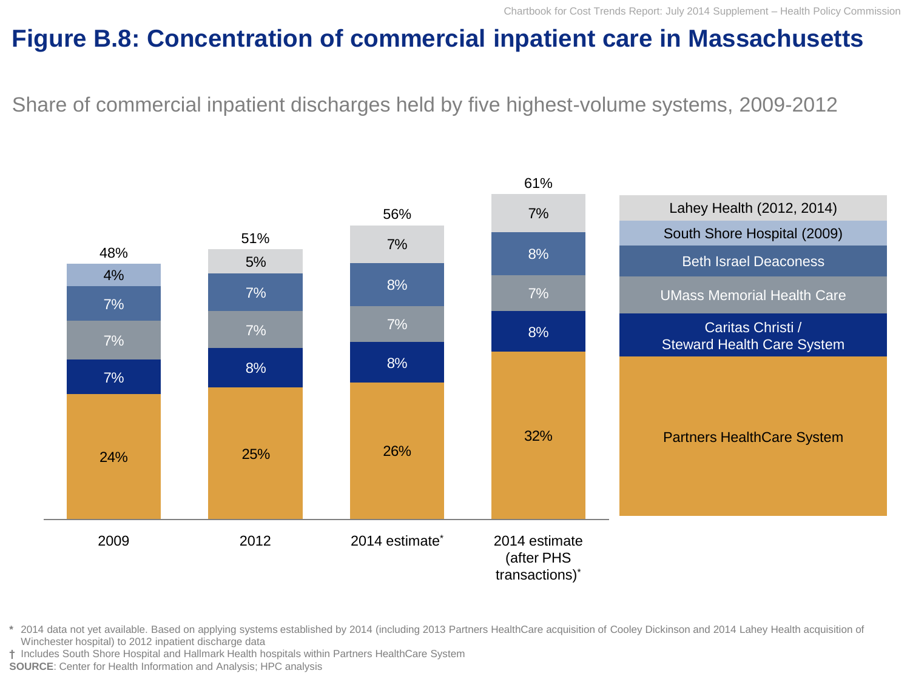# Figure B.8: Concentration of commercial inpatient care in Massachusetts

Share of commercial inpatient discharges held by five highest-volume systems, 2009-2012

| System | 2009 | 2012 | 2014 estimate* | 2014 estimate (after PHS transactions)* |
|---|---|---|---|---|
| Lahey Health (2012, 2014) | | 5% | 7% | 7% |
| South Shore Hospital (2009) | 4% | | | |
| Beth Israel Deaconess | 7% | 7% | 8% | 8% |
| UMass Memorial Health Care | 7% | 7% | 7% | 7% |
| Caritas Christi / Steward Health Care System | 7% | 8% | 8% | 8% |
| Partners HealthCare System | 24% | 25% | 26% | 32% |
| **Total** | 48% | 51% | 56% | 61% |

\* 2014 data not yet available. Based on applying systems established by 2014 (including 2013 Partners HealthCare acquisition of Cooley Dickinson and 2014 Lahey Health acquisition of Winchester hospital) to 2012 inpatient discharge data

† Includes South Shore Hospital and Hallmark Health hospitals within Partners HealthCare System

**SOURCE**: Center for Health Information and Analysis; HPC analysis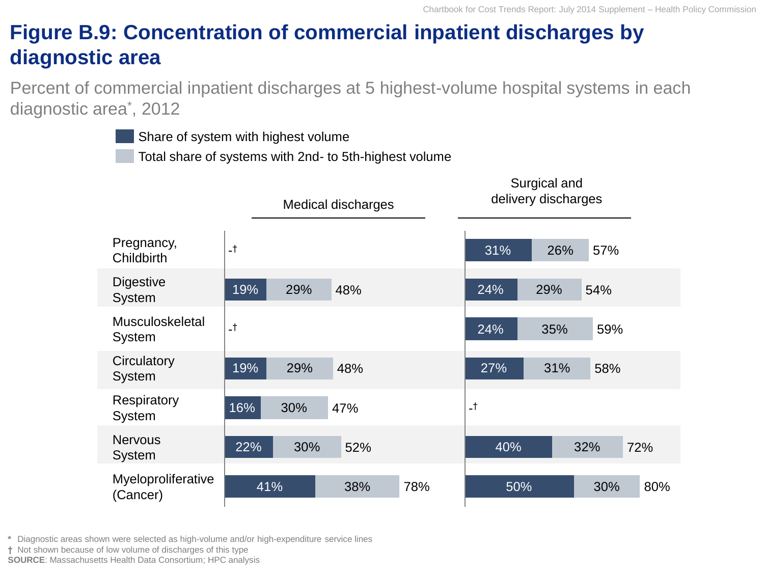# Figure B.9: Concentration of commercial inpatient discharges by diagnostic area

Percent of commercial inpatient discharges at 5 highest-volume hospital systems in each diagnostic area*, 2012

| Diagnostic area | Medical discharges: Share of system with highest volume | Medical discharges: Total share of systems with 2nd- to 5th-highest volume | Medical discharges: Total | Surgical and delivery discharges: Share of system with highest volume | Surgical and delivery discharges: Total share of systems with 2nd- to 5th-highest volume | Surgical and delivery discharges: Total |
|---|---|---|---|---|---|---|
| Pregnancy, Childbirth | -† | | | 31% | 26% | 57% |
| Digestive System | 19% | 29% | 48% | 24% | 29% | 54% |
| Musculoskeletal System | -† | | | 24% | 35% | 59% |
| Circulatory System | 19% | 29% | 48% | 27% | 31% | 58% |
| Respiratory System | 16% | 30% | 47% | -† | | |
| Nervous System | 22% | 30% | 52% | 40% | 32% | 72% |
| Myeloproliferative (Cancer) | 41% | 38% | 78% | 50% | 30% | 80% |

\* Diagnostic areas shown were selected as high-volume and/or high-expenditure service lines

† Not shown because of low volume of discharges of this type

**SOURCE**: Massachusetts Health Data Consortium; HPC analysis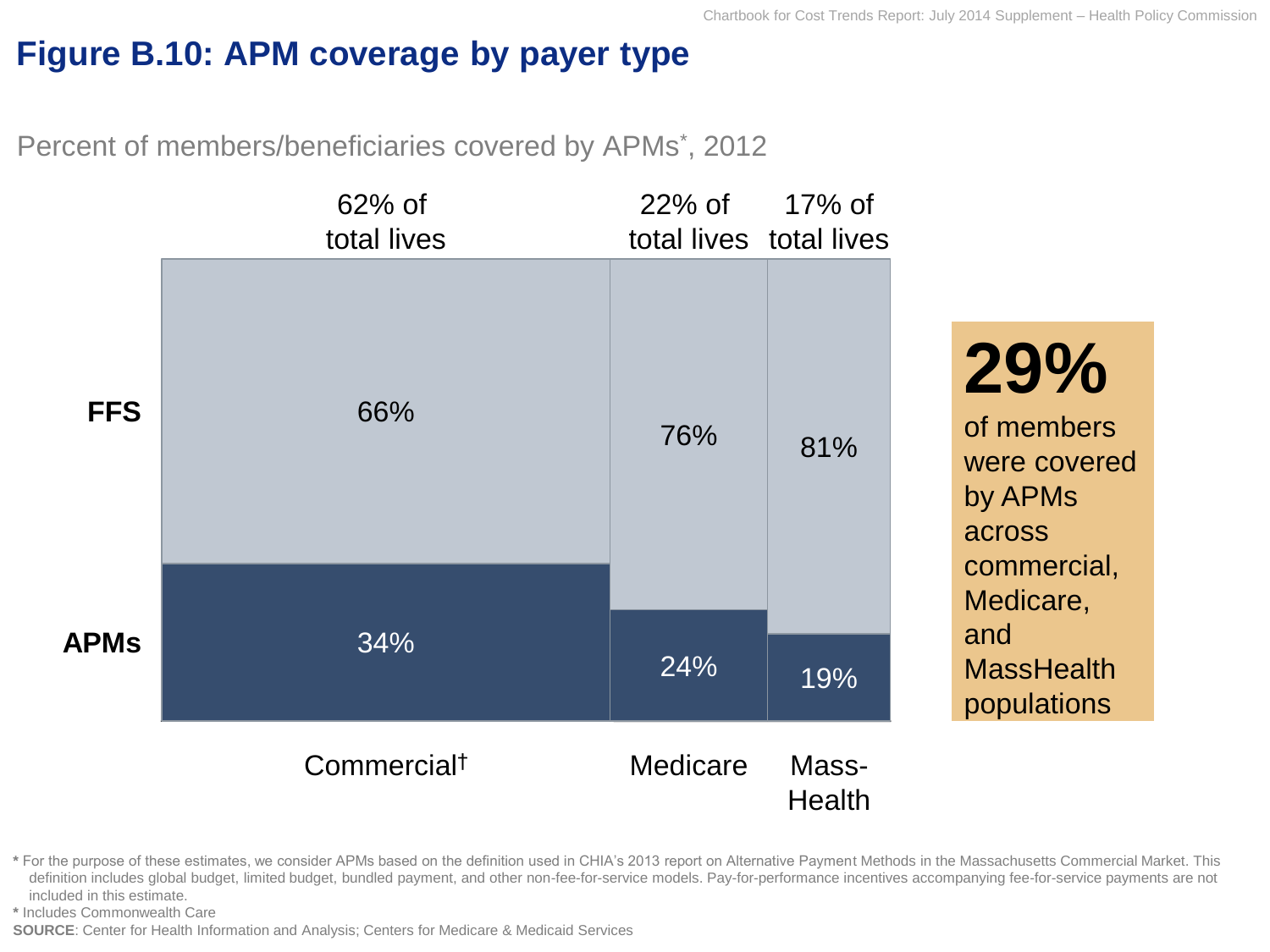# Figure B.10: APM coverage by payer type

Percent of members/beneficiaries covered by APMs*, 2012

| | Commercial† | Medicare | Mass-Health |
|---|---|---|---|
| Share of total lives | 62% of total lives | 22% of total lives | 17% of total lives |
| FFS | 66% | 76% | 81% |
| APMs | 34% | 24% | 19% |

**29%** of members were covered by APMs across commercial, Medicare, and MassHealth populations

* For the purpose of these estimates, we consider APMs based on the definition used in CHIA's 2013 report on Alternative Payment Methods in the Massachusetts Commercial Market. This definition includes global budget, limited budget, bundled payment, and other non-fee-for-service models. Pay-for-performance incentives accompanying fee-for-service payments are not included in this estimate.

* Includes Commonwealth Care

**SOURCE**: Center for Health Information and Analysis; Centers for Medicare & Medicaid Services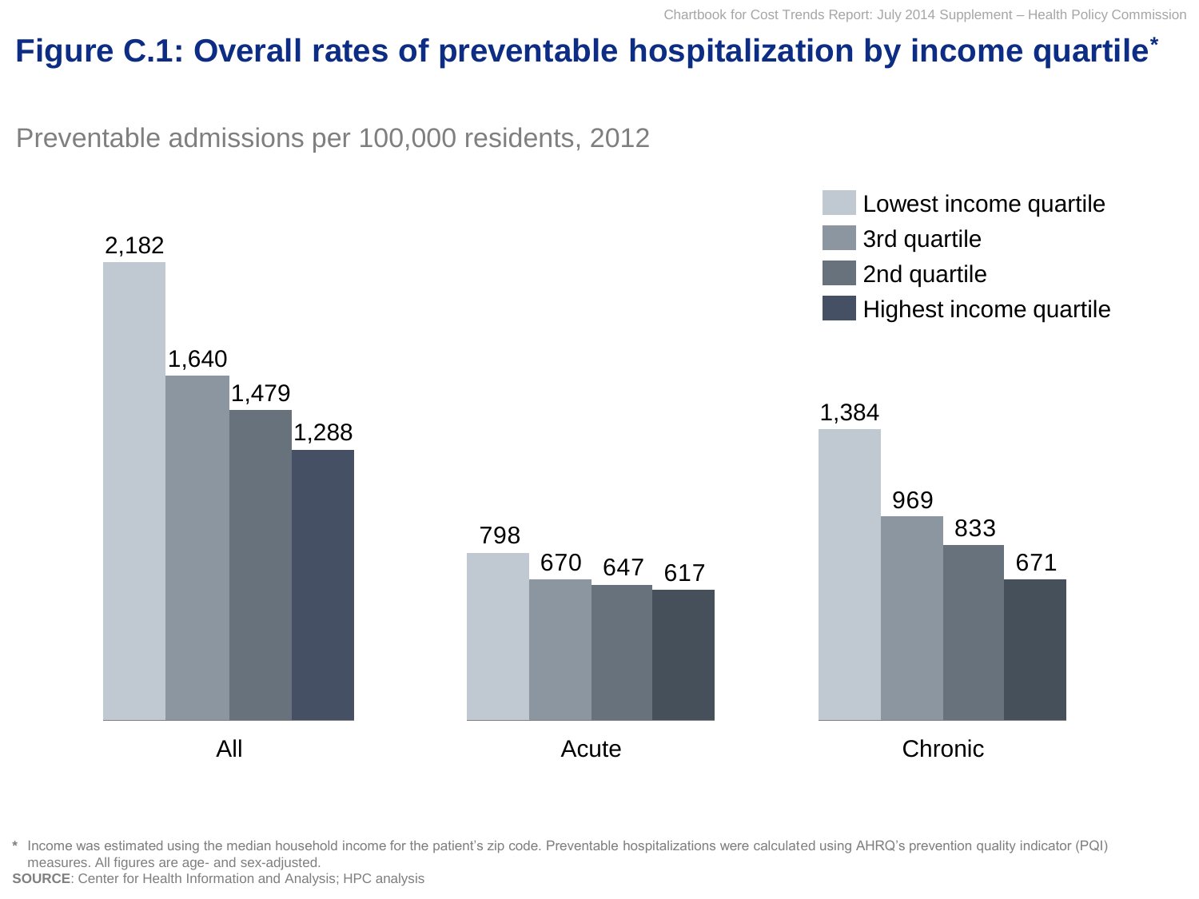# Figure C.1: Overall rates of preventable hospitalization by income quartile*

Preventable admissions per 100,000 residents, 2012

| | Lowest income quartile | 3rd quartile | 2nd quartile | Highest income quartile |
|---|---|---|---|---|
| All | 2,182 | 1,640 | 1,479 | 1,288 |
| Acute | 798 | 670 | 647 | 617 |
| Chronic | 1,384 | 969 | 833 | 671 |

\* Income was estimated using the median household income for the patient's zip code. Preventable hospitalizations were calculated using AHRQ's prevention quality indicator (PQI) measures. All figures are age- and sex-adjusted.

**SOURCE**: Center for Health Information and Analysis; HPC analysis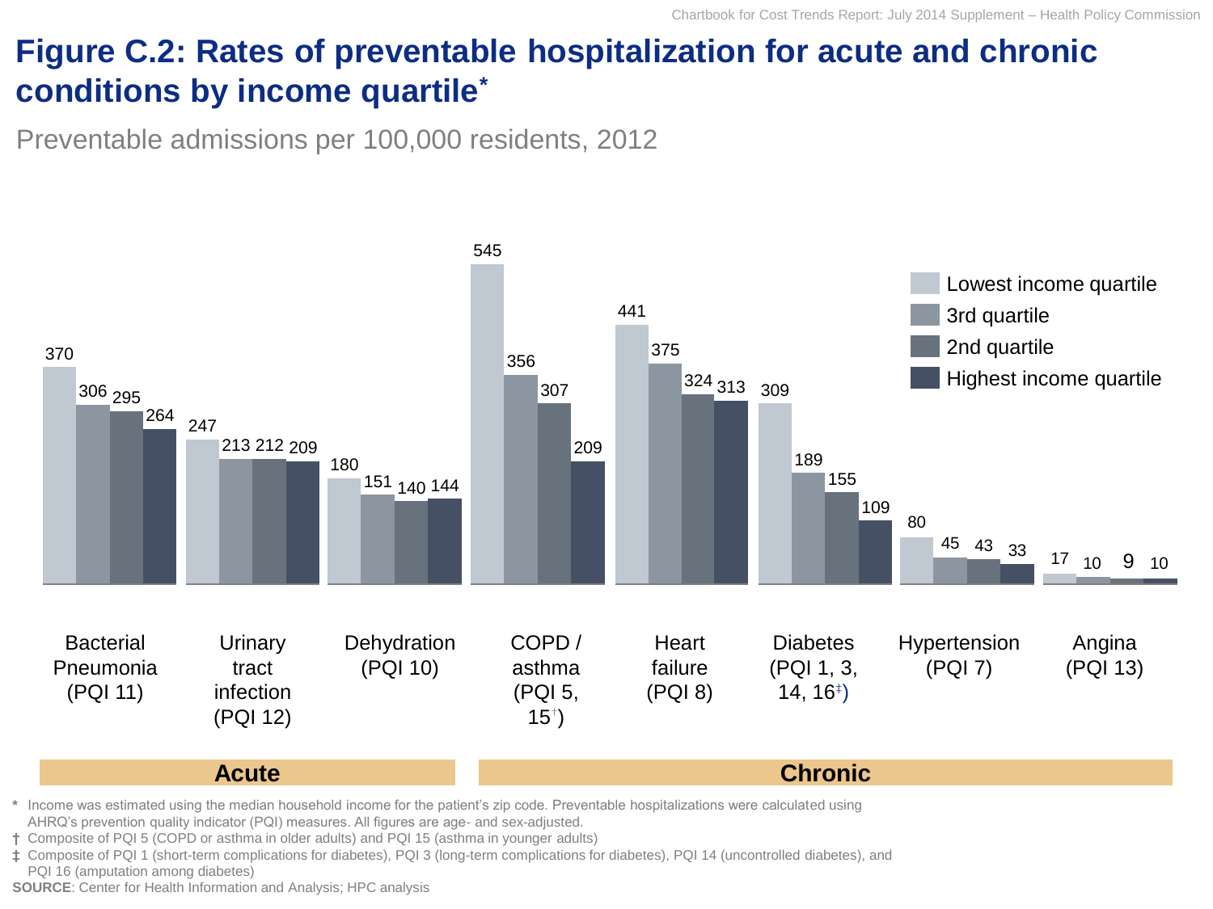# Figure C.2: Rates of preventable hospitalization for acute and chronic conditions by income quartile*

Preventable admissions per 100,000 residents, 2012

Lowest income quartile
3rd quartile
2nd quartile
Highest income quartile

370 306 295 264
Bacterial Pneumonia (PQI 11)

247 213 212 209
Urinary tract infection (PQI 12)

180 151 140 144
Dehydration (PQI 10)

545 356 307 209
COPD / asthma (PQI 5, 15†)

441 375 324 313
Heart failure (PQI 8)

309 189 155 109
Diabetes (PQI 1, 3, 14, 16‡)

80 45 43 33
Hypertension (PQI 7)

17 10 9 10
Angina (PQI 13)

Acute

Chronic

\* Income was estimated using the median household income for the patient's zip code. Preventable hospitalizations were calculated using AHRQ's prevention quality indicator (PQI) measures. All figures are age- and sex-adjusted.

† Composite of PQI 5 (COPD or asthma in older adults) and PQI 15 (asthma in younger adults)

‡ Composite of PQI 1 (short-term complications for diabetes), PQI 3 (long-term complications for diabetes), PQI 14 (uncontrolled diabetes), and PQI 16 (amputation among diabetes)

**SOURCE**: Center for Health Information and Analysis; HPC analysis